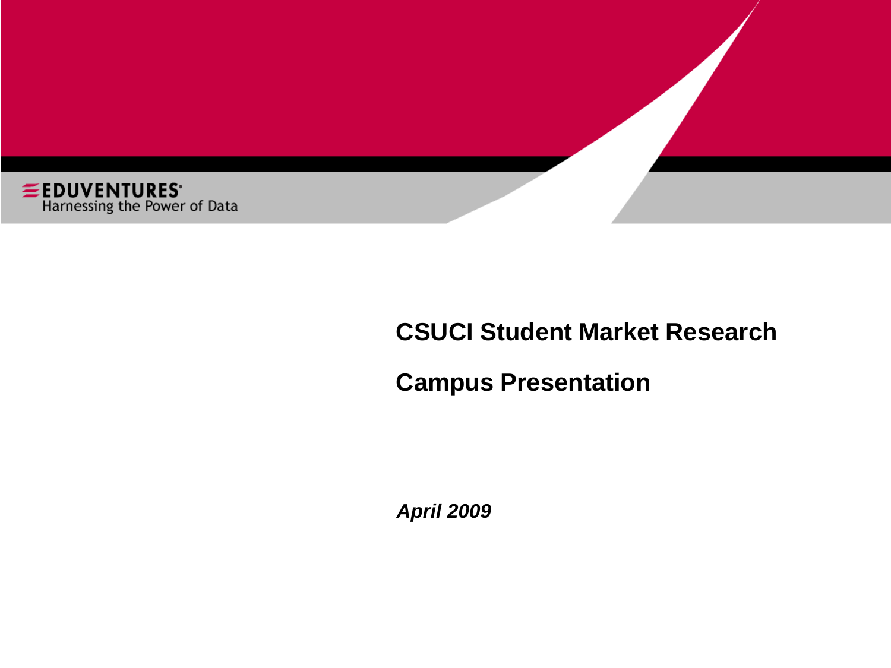EDUVENTURES
Harnessing the Power of Data

# CSUCI Student Market Research

# Campus Presentation

***April 2009***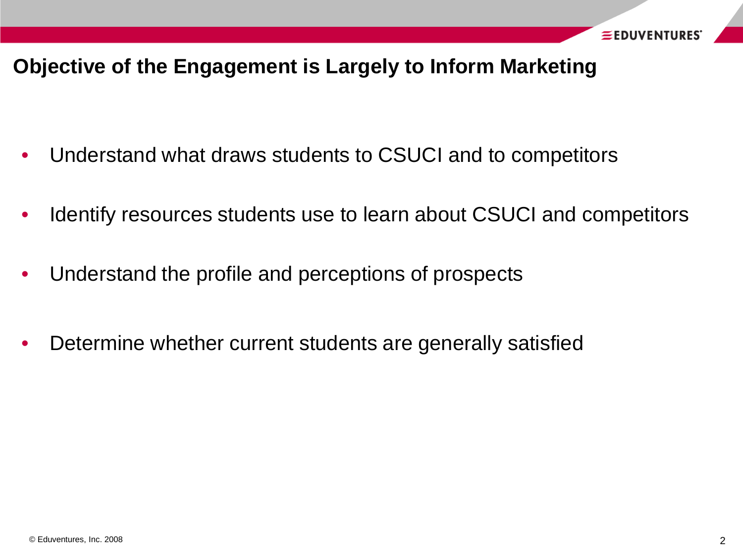# Objective of the Engagement is Largely to Inform Marketing

- Understand what draws students to CSUCI and to competitors
- Identify resources students use to learn about CSUCI and competitors
- Understand the profile and perceptions of prospects
- Determine whether current students are generally satisfied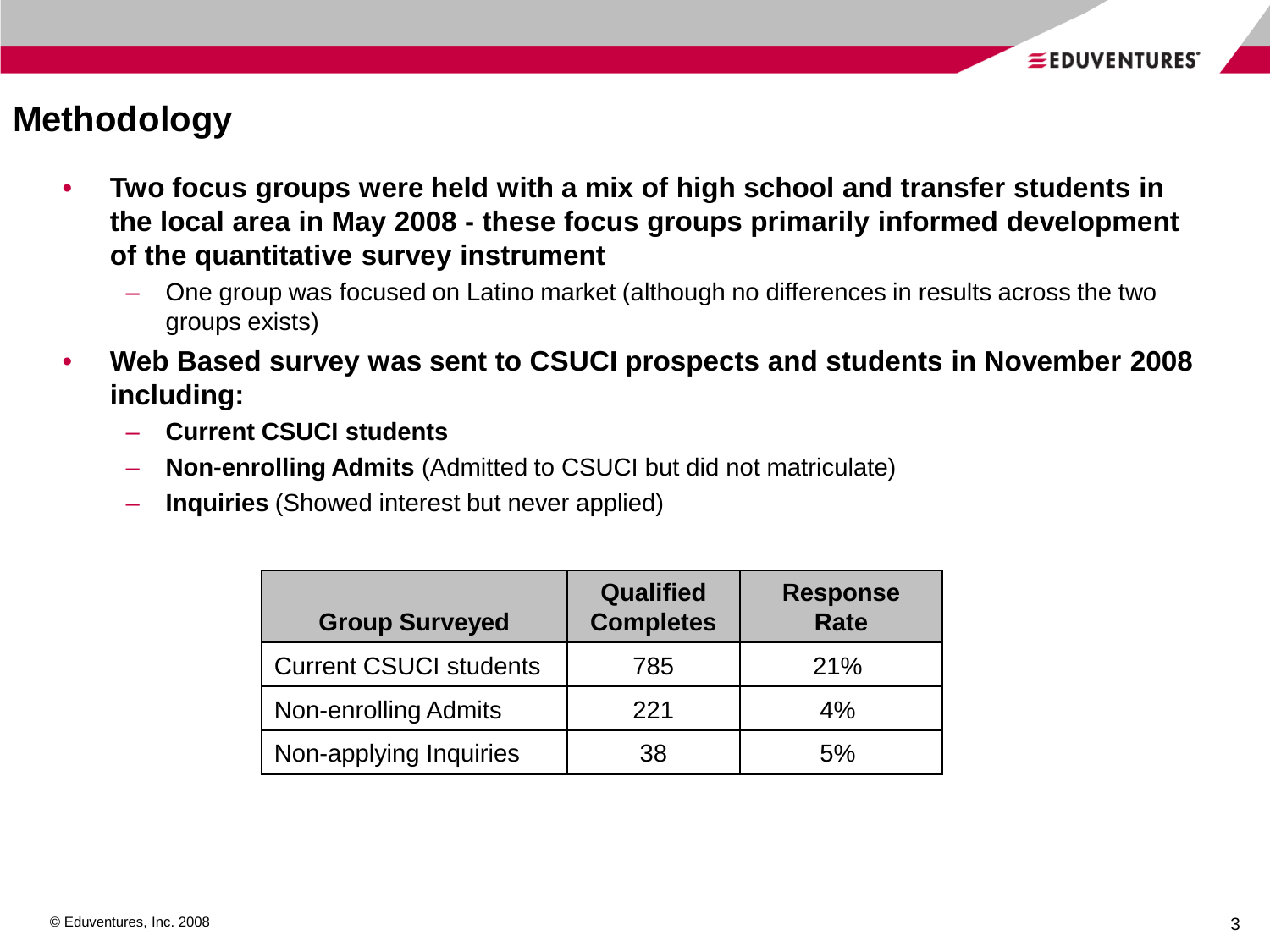# Methodology

- **Two focus groups were held with a mix of high school and transfer students in the local area in May 2008 - these focus groups primarily informed development of the quantitative survey instrument**
  - One group was focused on Latino market (although no differences in results across the two groups exists)
- **Web Based survey was sent to CSUCI prospects and students in November 2008 including:**
  - **Current CSUCI students**
  - **Non-enrolling Admits** (Admitted to CSUCI but did not matriculate)
  - **Inquiries** (Showed interest but never applied)

| Group Surveyed | Qualified Completes | Response Rate |
|---|---|---|
| Current CSUCI students | 785 | 21% |
| Non-enrolling Admits | 221 | 4% |
| Non-applying Inquiries | 38 | 5% |

© Eduventures, Inc. 2008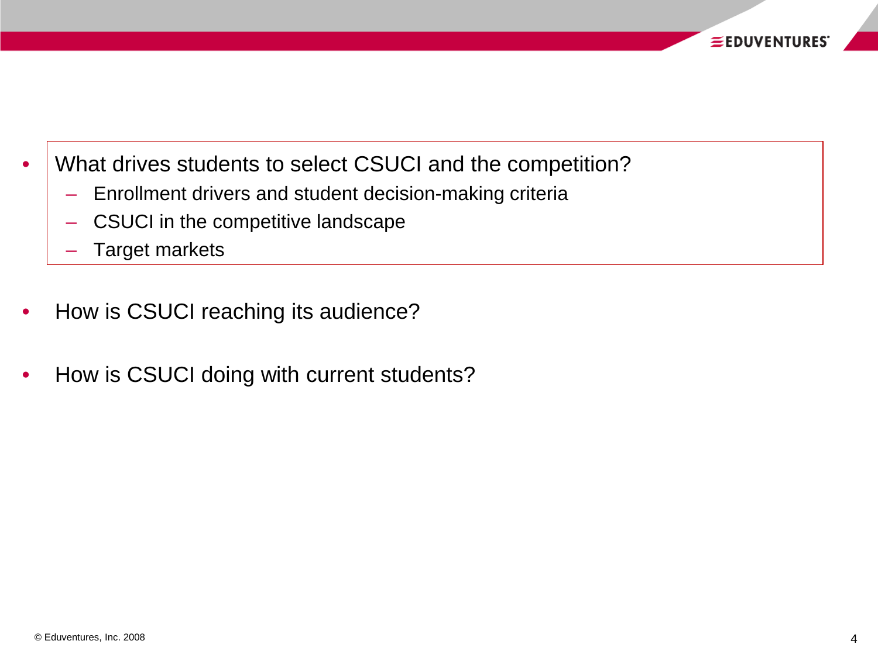- What drives students to select CSUCI and the competition?
  - Enrollment drivers and student decision-making criteria
  - CSUCI in the competitive landscape
  - Target markets
- How is CSUCI reaching its audience?
- How is CSUCI doing with current students?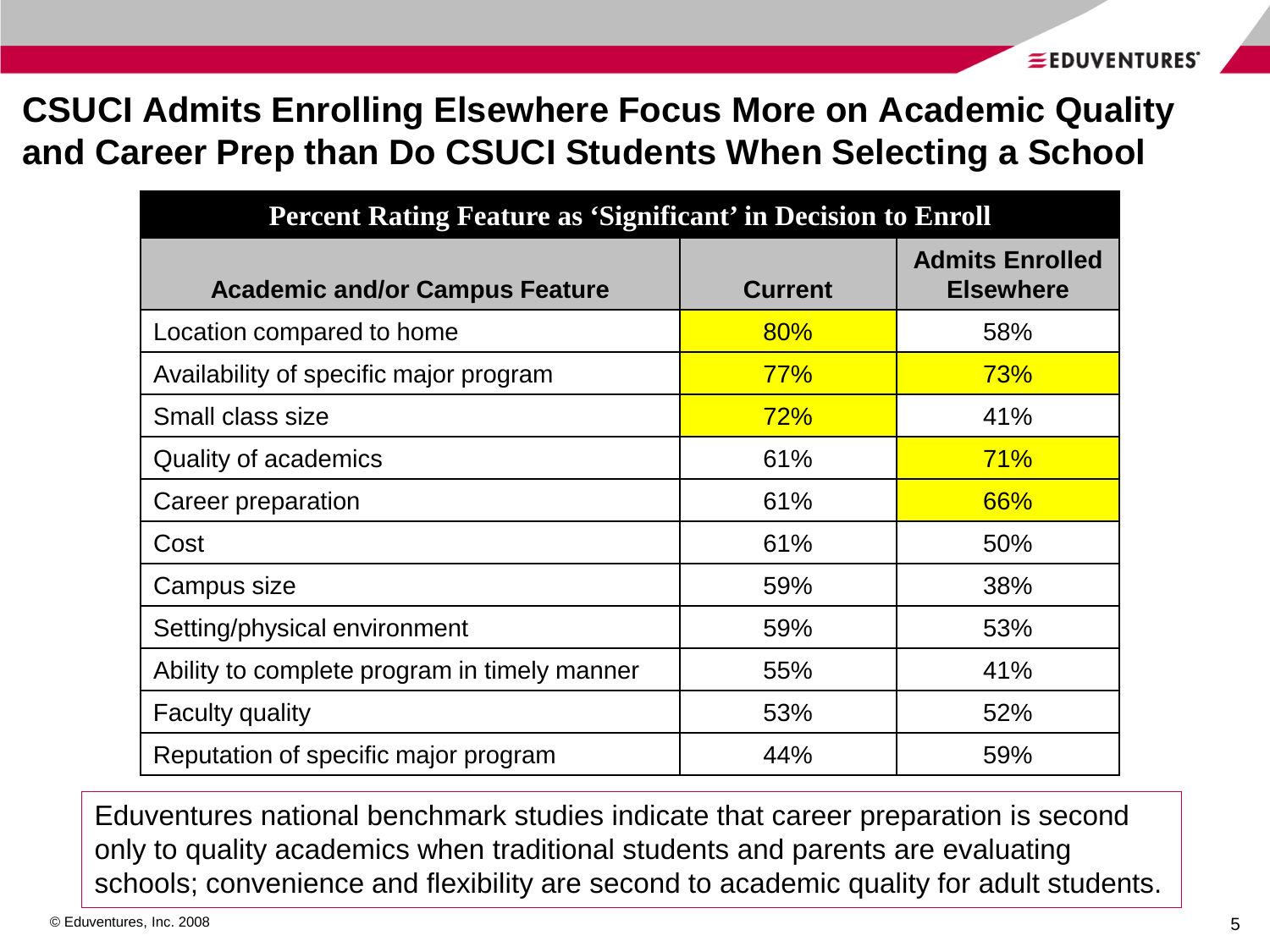# CSUCI Admits Enrolling Elsewhere Focus More on Academic Quality and Career Prep than Do CSUCI Students When Selecting a School

| Percent Rating Feature as 'Significant' in Decision to Enroll | | |
|---|---|---|
| **Academic and/or Campus Feature** | **Current** | **Admits Enrolled Elsewhere** |
| Location compared to home | 80% | 58% |
| Availability of specific major program | 77% | 73% |
| Small class size | 72% | 41% |
| Quality of academics | 61% | 71% |
| Career preparation | 61% | 66% |
| Cost | 61% | 50% |
| Campus size | 59% | 38% |
| Setting/physical environment | 59% | 53% |
| Ability to complete program in timely manner | 55% | 41% |
| Faculty quality | 53% | 52% |
| Reputation of specific major program | 44% | 59% |

Eduventures national benchmark studies indicate that career preparation is second only to quality academics when traditional students and parents are evaluating schools; convenience and flexibility are second to academic quality for adult students.

© Eduventures, Inc. 2008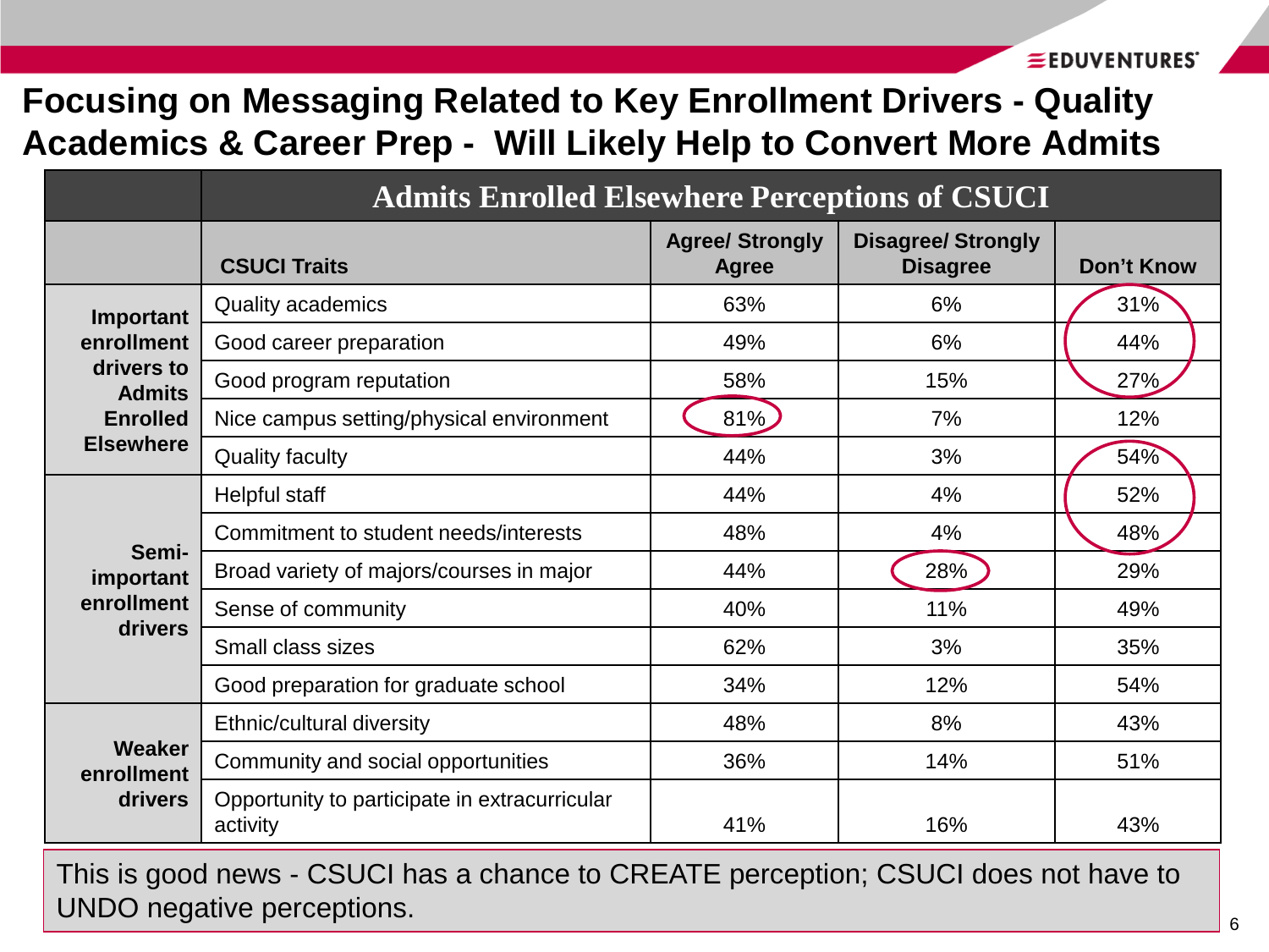# Focusing on Messaging Related to Key Enrollment Drivers - Quality Academics & Career Prep - Will Likely Help to Convert More Admits

| | Admits Enrolled Elsewhere Perceptions of CSUCI | | | |
|---|---|---|---|---|
| | **CSUCI Traits** | **Agree/ Strongly Agree** | **Disagree/ Strongly Disagree** | **Don't Know** |
| **Important enrollment drivers to Admits Enrolled Elsewhere** | Quality academics | 63% | 6% | 31% |
| | Good career preparation | 49% | 6% | 44% |
| | Good program reputation | 58% | 15% | 27% |
| | Nice campus setting/physical environment | 81% | 7% | 12% |
| | Quality faculty | 44% | 3% | 54% |
| **Semi-important enrollment drivers** | Helpful staff | 44% | 4% | 52% |
| | Commitment to student needs/interests | 48% | 4% | 48% |
| | Broad variety of majors/courses in major | 44% | 28% | 29% |
| | Sense of community | 40% | 11% | 49% |
| | Small class sizes | 62% | 3% | 35% |
| | Good preparation for graduate school | 34% | 12% | 54% |
| **Weaker enrollment drivers** | Ethnic/cultural diversity | 48% | 8% | 43% |
| | Community and social opportunities | 36% | 14% | 51% |
| | Opportunity to participate in extracurricular activity | 41% | 16% | 43% |

This is good news - CSUCI has a chance to CREATE perception; CSUCI does not have to UNDO negative perceptions.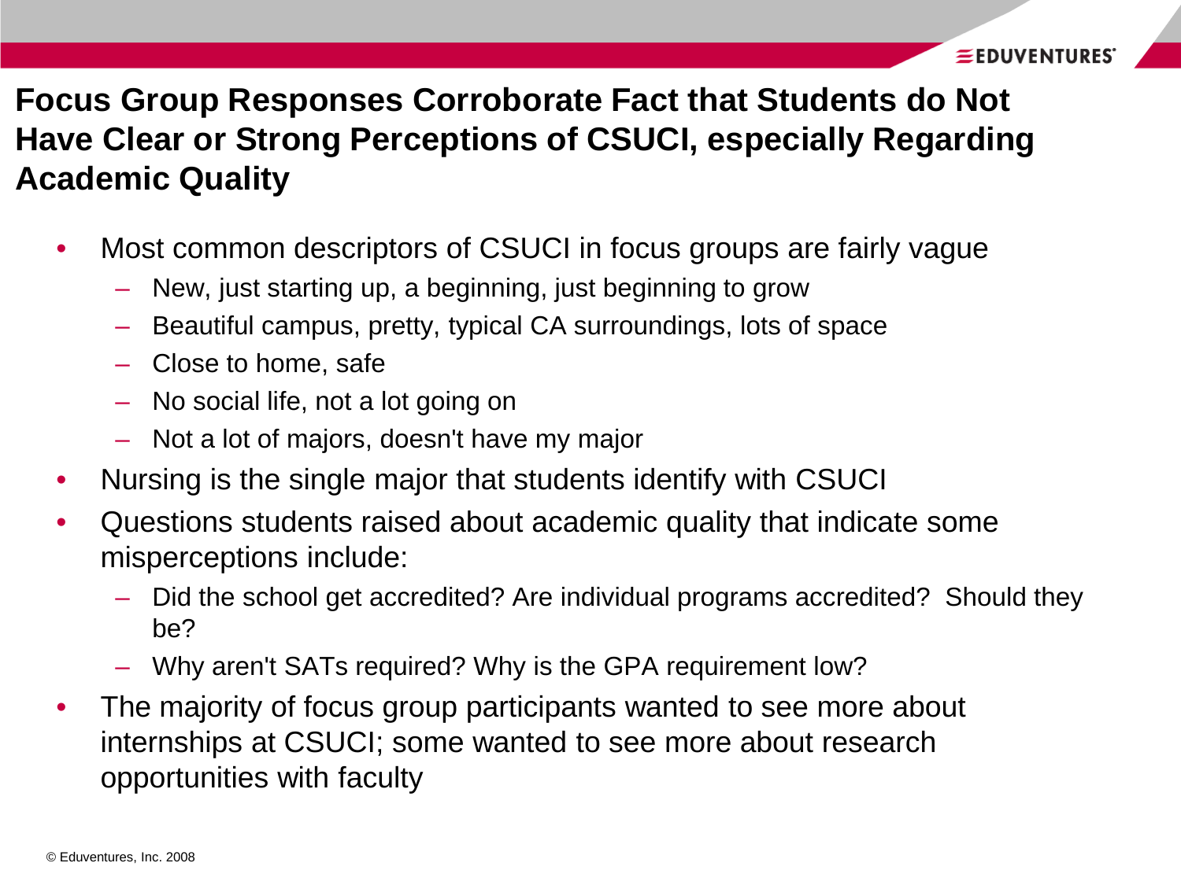## Focus Group Responses Corroborate Fact that Students do Not Have Clear or Strong Perceptions of CSUCI, especially Regarding Academic Quality

- Most common descriptors of CSUCI in focus groups are fairly vague
  - New, just starting up, a beginning, just beginning to grow
  - Beautiful campus, pretty, typical CA surroundings, lots of space
  - Close to home, safe
  - No social life, not a lot going on
  - Not a lot of majors, doesn't have my major
- Nursing is the single major that students identify with CSUCI
- Questions students raised about academic quality that indicate some misperceptions include:
  - Did the school get accredited? Are individual programs accredited? Should they be?
  - Why aren't SATs required? Why is the GPA requirement low?
- The majority of focus group participants wanted to see more about internships at CSUCI; some wanted to see more about research opportunities with faculty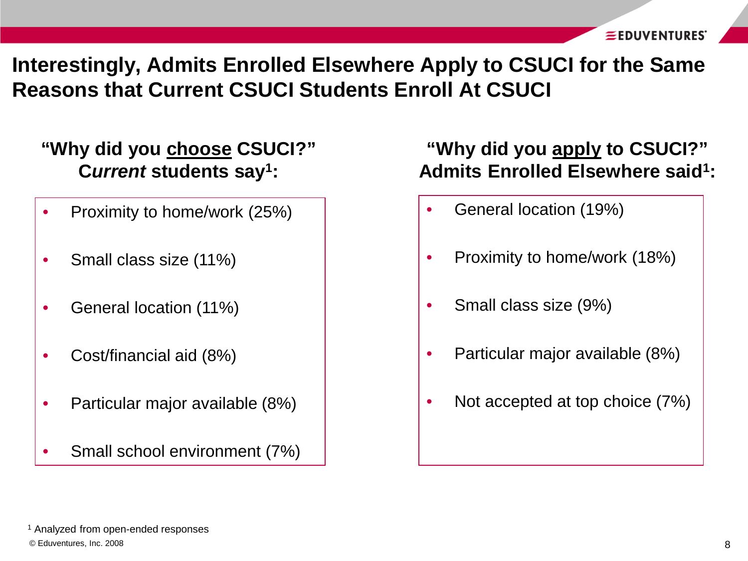# Interestingly, Admits Enrolled Elsewhere Apply to CSUCI for the Same Reasons that Current CSUCI Students Enroll At CSUCI

### "Why did you choose CSUCI?" *Current* students say[1]:

- Proximity to home/work (25%)
- Small class size (11%)
- General location (11%)
- Cost/financial aid (8%)
- Particular major available (8%)
- Small school environment (7%)

### "Why did you apply to CSUCI?" Admits Enrolled Elsewhere said[1]:

- General location (19%)
- Proximity to home/work (18%)
- Small class size (9%)
- Particular major available (8%)
- Not accepted at top choice (7%)

[1] Analyzed from open-ended responses

© Eduventures, Inc. 2008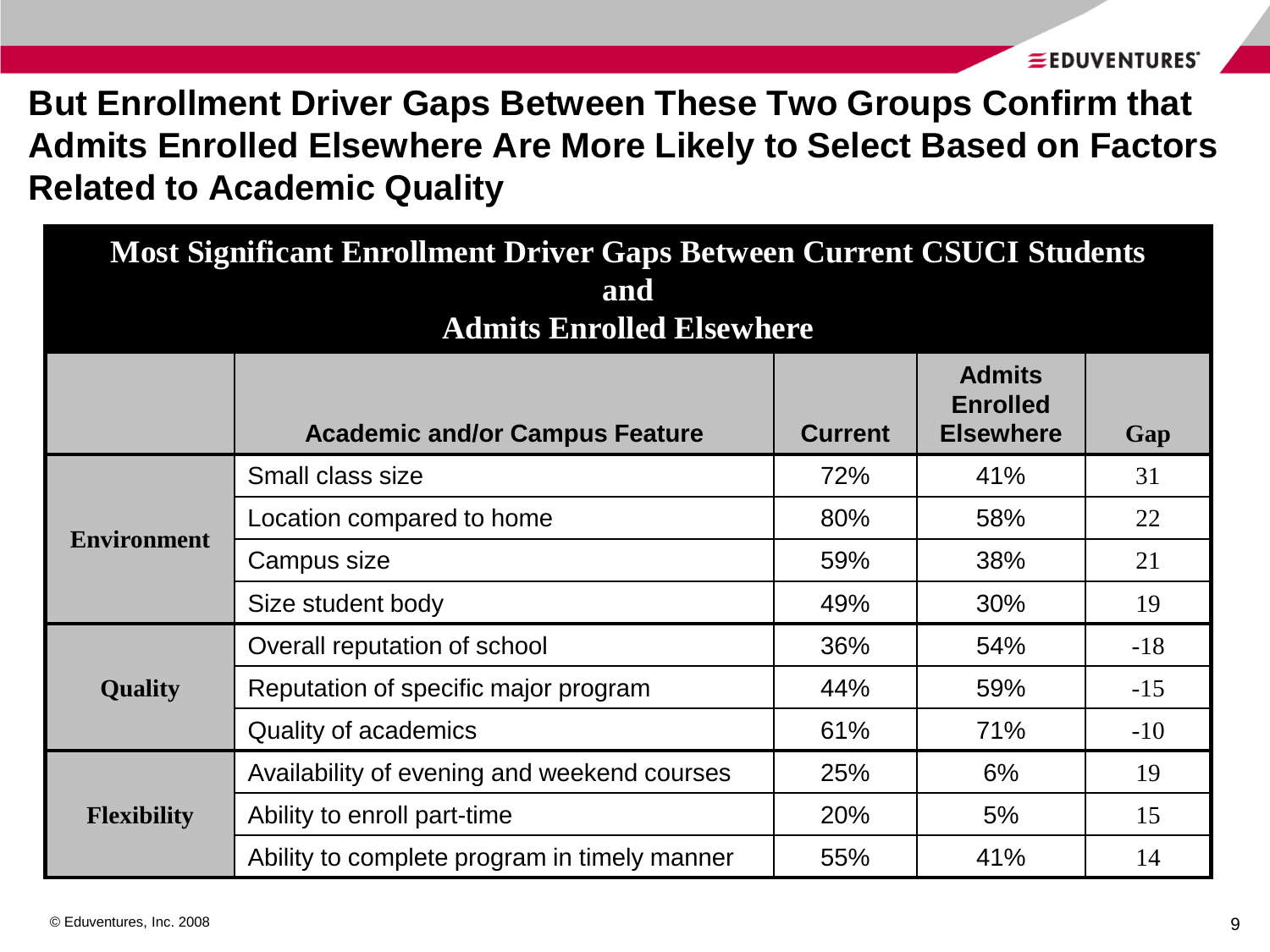# But Enrollment Driver Gaps Between These Two Groups Confirm that Admits Enrolled Elsewhere Are More Likely to Select Based on Factors Related to Academic Quality

**Most Significant Enrollment Driver Gaps Between Current CSUCI Students and Admits Enrolled Elsewhere**

| | Academic and/or Campus Feature | Current | Admits Enrolled Elsewhere | Gap |
|---|---|---|---|---|
| Environment | Small class size | 72% | 41% | 31 |
| | Location compared to home | 80% | 58% | 22 |
| | Campus size | 59% | 38% | 21 |
| | Size student body | 49% | 30% | 19 |
| Quality | Overall reputation of school | 36% | 54% | -18 |
| | Reputation of specific major program | 44% | 59% | -15 |
| | Quality of academics | 61% | 71% | -10 |
| Flexibility | Availability of evening and weekend courses | 25% | 6% | 19 |
| | Ability to enroll part-time | 20% | 5% | 15 |
| | Ability to complete program in timely manner | 55% | 41% | 14 |

© Eduventures, Inc. 2008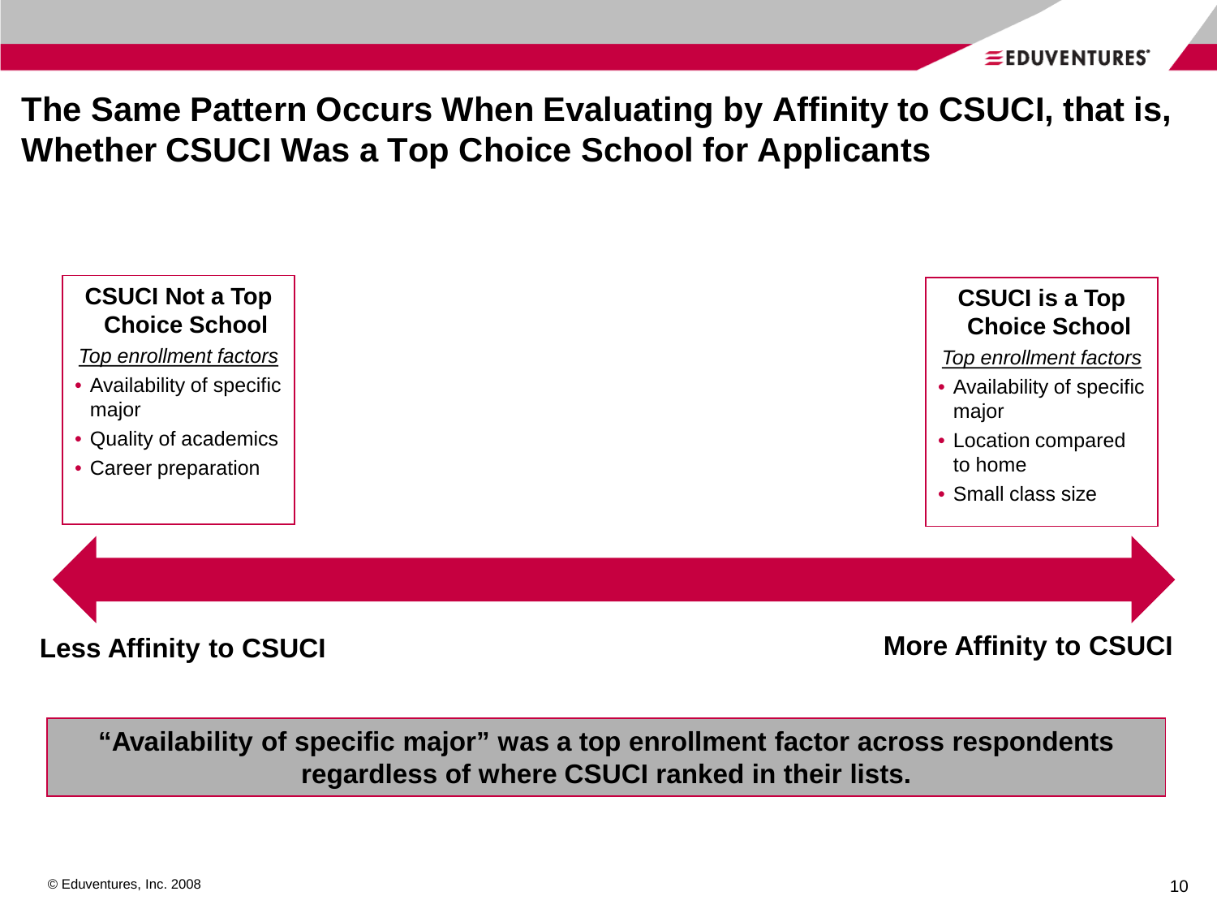# The Same Pattern Occurs When Evaluating by Affinity to CSUCI, that is, Whether CSUCI Was a Top Choice School for Applicants

**CSUCI Not a Top Choice School**

*Top enrollment factors*

- Availability of specific major
- Quality of academics
- Career preparation

**CSUCI is a Top Choice School**

*Top enrollment factors*

- Availability of specific major
- Location compared to home
- Small class size

**Less Affinity to CSUCI** ⟷ **More Affinity to CSUCI**

**"Availability of specific major" was a top enrollment factor across respondents regardless of where CSUCI ranked in their lists.**

© Eduventures, Inc. 2008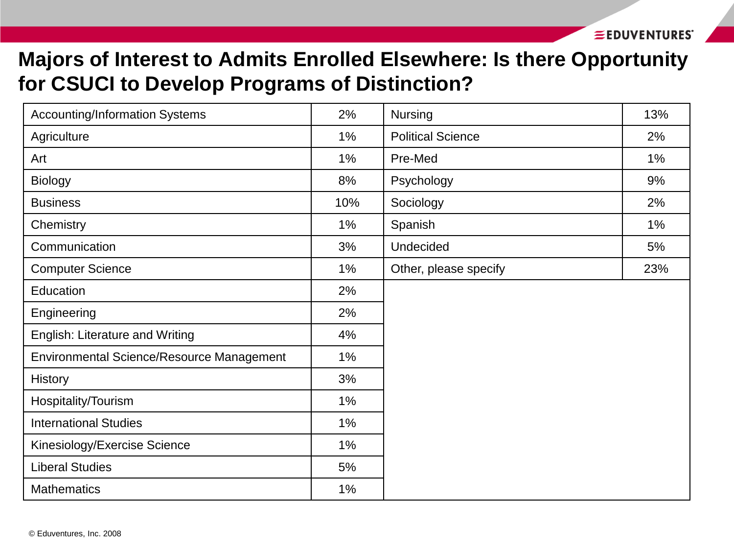# Majors of Interest to Admits Enrolled Elsewhere: Is there Opportunity for CSUCI to Develop Programs of Distinction?

| Major | % | Major | % |
|---|---|---|---|
| Accounting/Information Systems | 2% | Nursing | 13% |
| Agriculture | 1% | Political Science | 2% |
| Art | 1% | Pre-Med | 1% |
| Biology | 8% | Psychology | 9% |
| Business | 10% | Sociology | 2% |
| Chemistry | 1% | Spanish | 1% |
| Communication | 3% | Undecided | 5% |
| Computer Science | 1% | Other, please specify | 23% |
| Education | 2% | | |
| Engineering | 2% | | |
| English: Literature and Writing | 4% | | |
| Environmental Science/Resource Management | 1% | | |
| History | 3% | | |
| Hospitality/Tourism | 1% | | |
| International Studies | 1% | | |
| Kinesiology/Exercise Science | 1% | | |
| Liberal Studies | 5% | | |
| Mathematics | 1% | | |

© Eduventures, Inc. 2008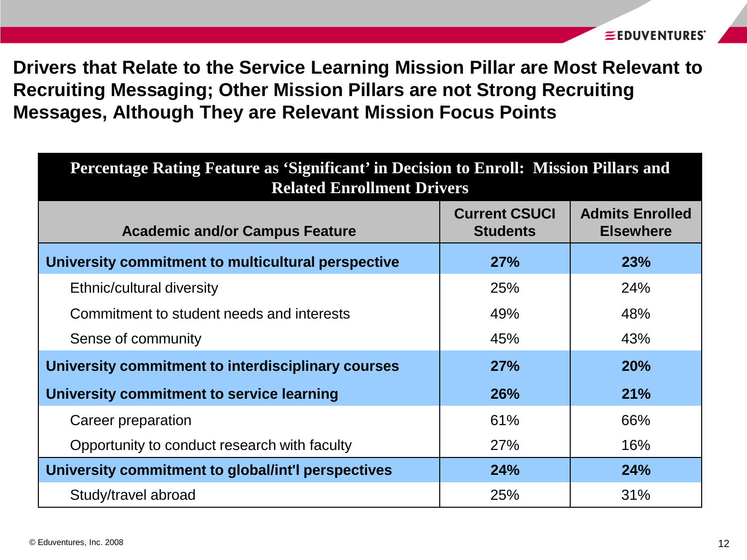# Drivers that Relate to the Service Learning Mission Pillar are Most Relevant to Recruiting Messaging; Other Mission Pillars are not Strong Recruiting Messages, Although They are Relevant Mission Focus Points

| Percentage Rating Feature as 'Significant' in Decision to Enroll: Mission Pillars and Related Enrollment Drivers | | |
|---|---|---|
| **Academic and/or Campus Feature** | **Current CSUCI Students** | **Admits Enrolled Elsewhere** |
| **University commitment to multicultural perspective** | **27%** | **23%** |
| Ethnic/cultural diversity | 25% | 24% |
| Commitment to student needs and interests | 49% | 48% |
| Sense of community | 45% | 43% |
| **University commitment to interdisciplinary courses** | **27%** | **20%** |
| **University commitment to service learning** | **26%** | **21%** |
| Career preparation | 61% | 66% |
| Opportunity to conduct research with faculty | 27% | 16% |
| **University commitment to global/int'l perspectives** | **24%** | **24%** |
| Study/travel abroad | 25% | 31% |

© Eduventures, Inc. 2008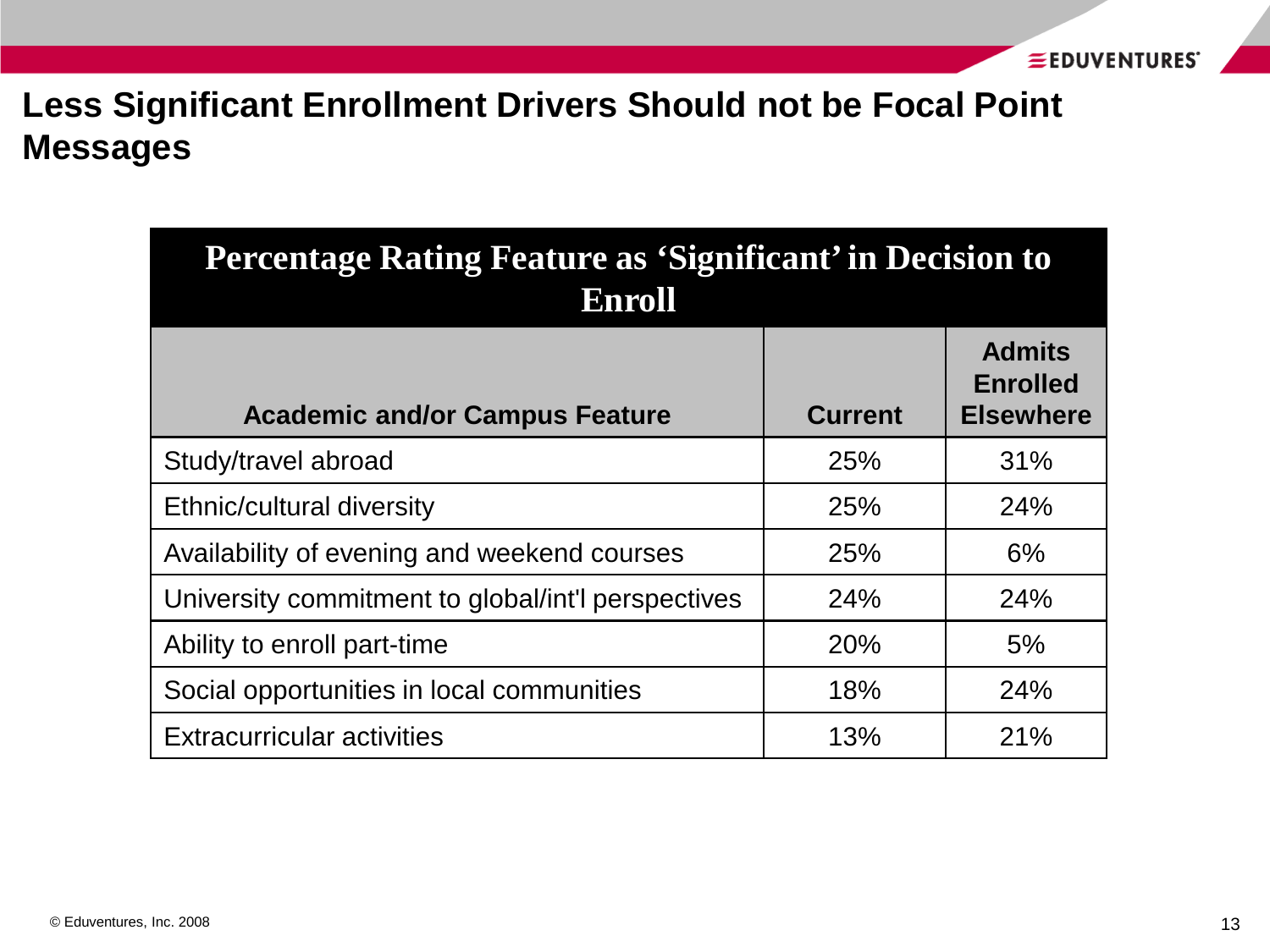# Less Significant Enrollment Drivers Should not be Focal Point Messages

| Percentage Rating Feature as 'Significant' in Decision to Enroll | | |
|---|---|---|
| **Academic and/or Campus Feature** | **Current** | **Admits Enrolled Elsewhere** |
| Study/travel abroad | 25% | 31% |
| Ethnic/cultural diversity | 25% | 24% |
| Availability of evening and weekend courses | 25% | 6% |
| University commitment to global/int'l perspectives | 24% | 24% |
| Ability to enroll part-time | 20% | 5% |
| Social opportunities in local communities | 18% | 24% |
| Extracurricular activities | 13% | 21% |

© Eduventures, Inc. 2008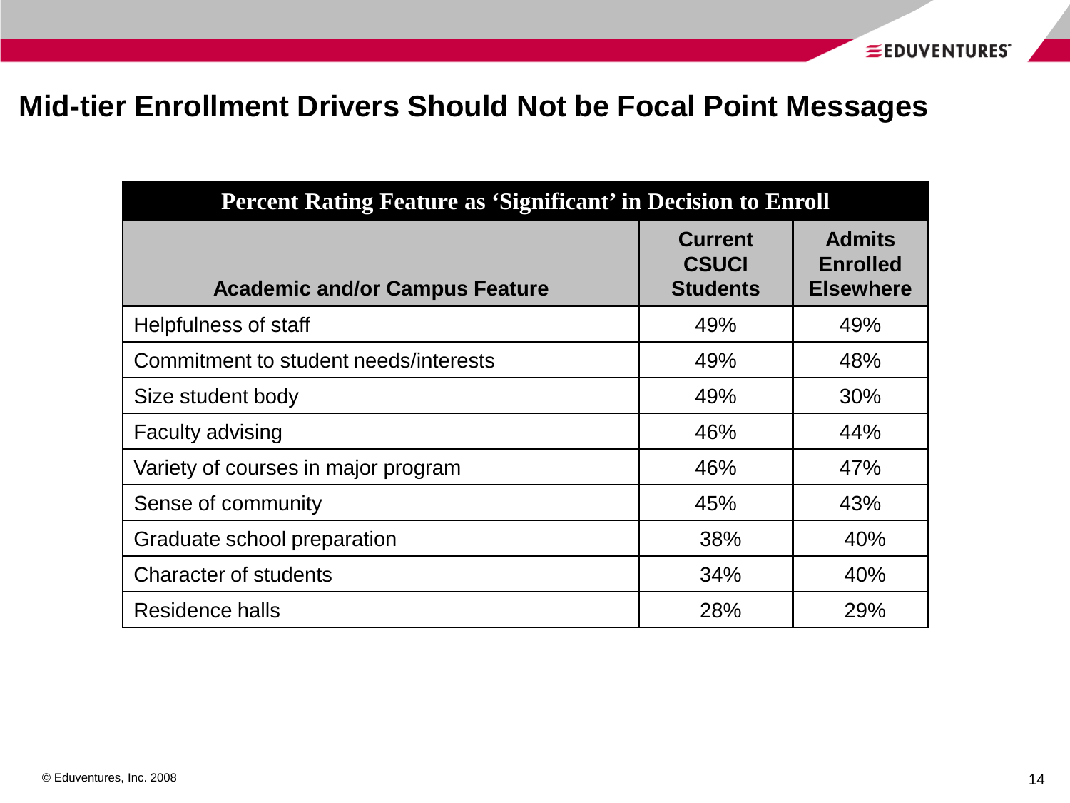# Mid-tier Enrollment Drivers Should Not be Focal Point Messages

| Percent Rating Feature as 'Significant' in Decision to Enroll | | |
|---|---|---|
| **Academic and/or Campus Feature** | **Current CSUCI Students** | **Admits Enrolled Elsewhere** |
| Helpfulness of staff | 49% | 49% |
| Commitment to student needs/interests | 49% | 48% |
| Size student body | 49% | 30% |
| Faculty advising | 46% | 44% |
| Variety of courses in major program | 46% | 47% |
| Sense of community | 45% | 43% |
| Graduate school preparation | 38% | 40% |
| Character of students | 34% | 40% |
| Residence halls | 28% | 29% |

© Eduventures, Inc. 2008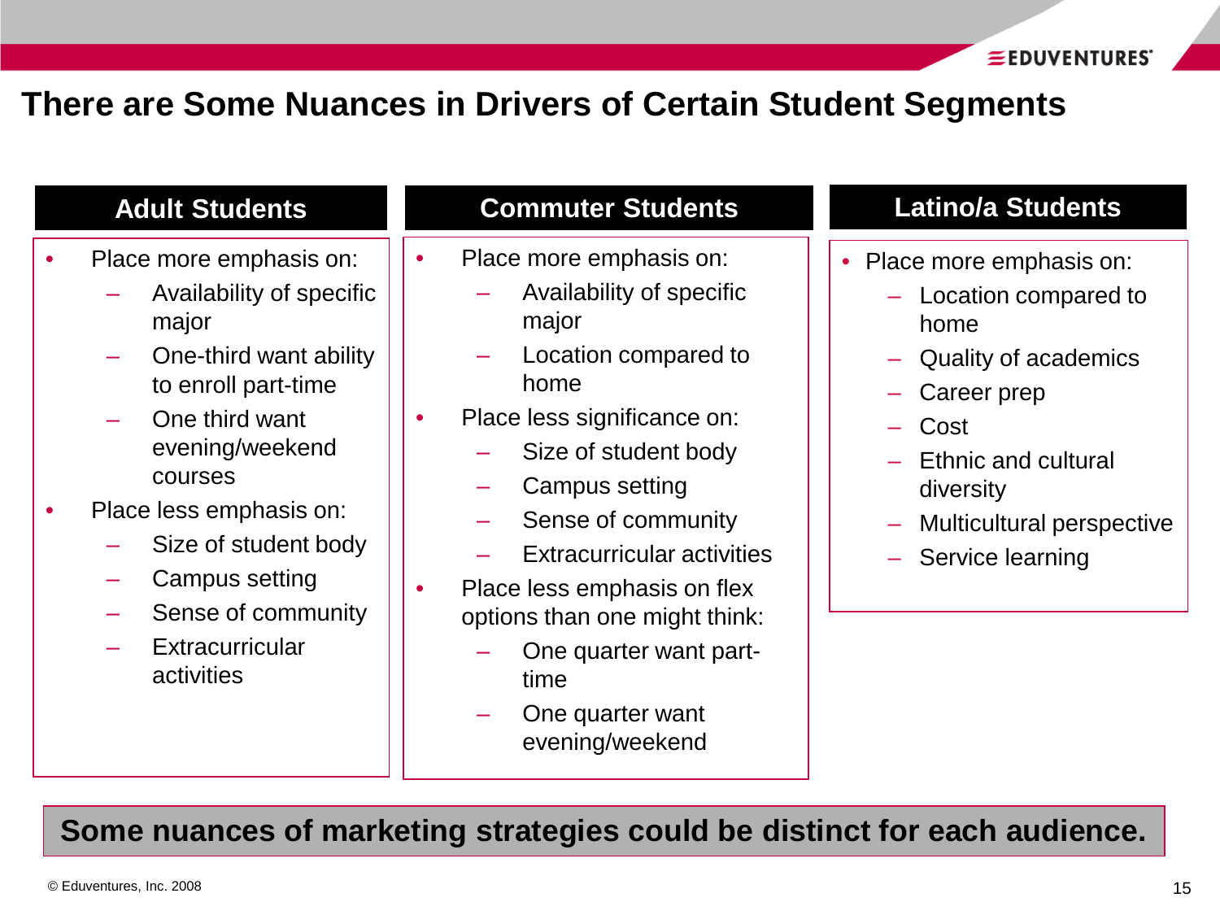# There are Some Nuances in Drivers of Certain Student Segments

## Adult Students

- Place more emphasis on:
  - Availability of specific major
  - One-third want ability to enroll part-time
  - One third want evening/weekend courses
- Place less emphasis on:
  - Size of student body
  - Campus setting
  - Sense of community
  - Extracurricular activities

## Commuter Students

- Place more emphasis on:
  - Availability of specific major
  - Location compared to home
- Place less significance on:
  - Size of student body
  - Campus setting
  - Sense of community
  - Extracurricular activities
- Place less emphasis on flex options than one might think:
  - One quarter want part-time
  - One quarter want evening/weekend

## Latino/a Students

- Place more emphasis on:
  - Location compared to home
  - Quality of academics
  - Career prep
  - Cost
  - Ethnic and cultural diversity
  - Multicultural perspective
  - Service learning

**Some nuances of marketing strategies could be distinct for each audience.**

© Eduventures, Inc. 2008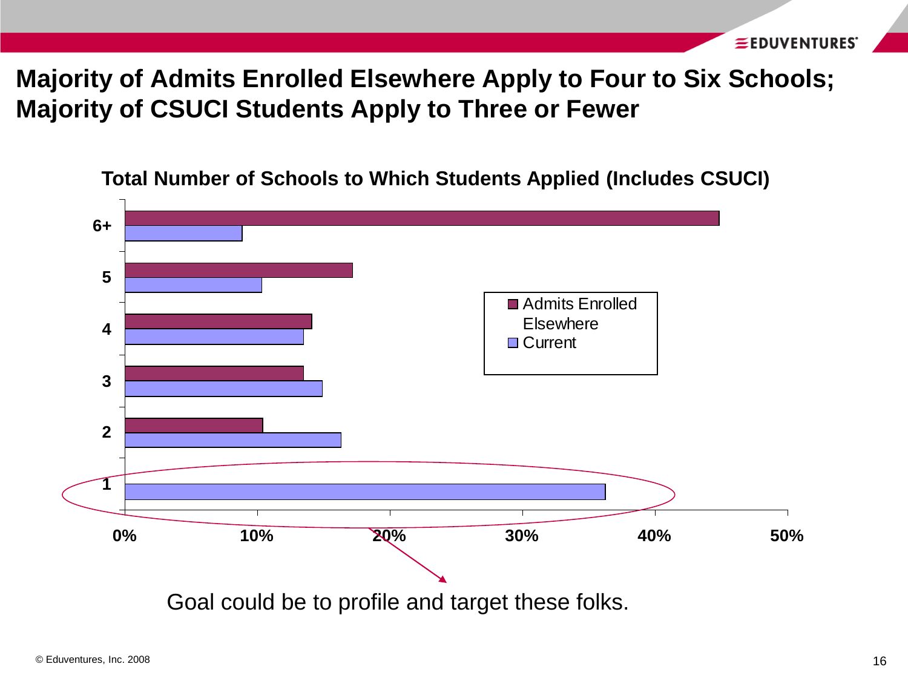# Majority of Admits Enrolled Elsewhere Apply to Four to Six Schools; Majority of CSUCI Students Apply to Three or Fewer

**Total Number of Schools to Which Students Applied (Includes CSUCI)**

| Number of Schools | Admits Enrolled Elsewhere | Current |
|---|---|---|
| 6+ | ~45% | ~9% |
| 5 | ~17% | ~10% |
| 4 | ~14% | ~13% |
| 3 | ~13% | ~15% |
| 2 | ~10% | ~16% |
| 1 | | ~36% |

Goal could be to profile and target these folks.

© Eduventures, Inc. 2008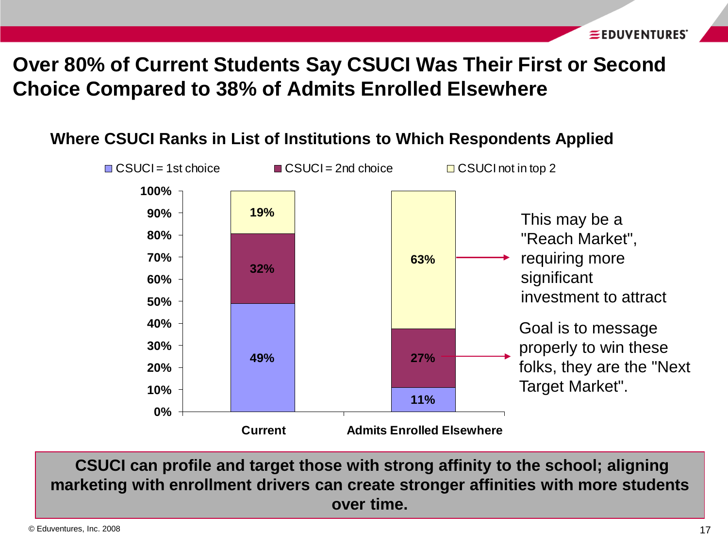# Over 80% of Current Students Say CSUCI Was Their First or Second Choice Compared to 38% of Admits Enrolled Elsewhere

## Where CSUCI Ranks in List of Institutions to Which Respondents Applied

| | Current | Admits Enrolled Elsewhere |
|---|---|---|
| CSUCI = 1st choice | 49% | 11% |
| CSUCI = 2nd choice | 32% | 27% |
| CSUCI not in top 2 | 19% | 63% |

This may be a "Reach Market", requiring more significant investment to attract

Goal is to message properly to win these folks, they are the "Next Target Market".

**CSUCI can profile and target those with strong affinity to the school; aligning marketing with enrollment drivers can create stronger affinities with more students over time.**

© Eduventures, Inc. 2008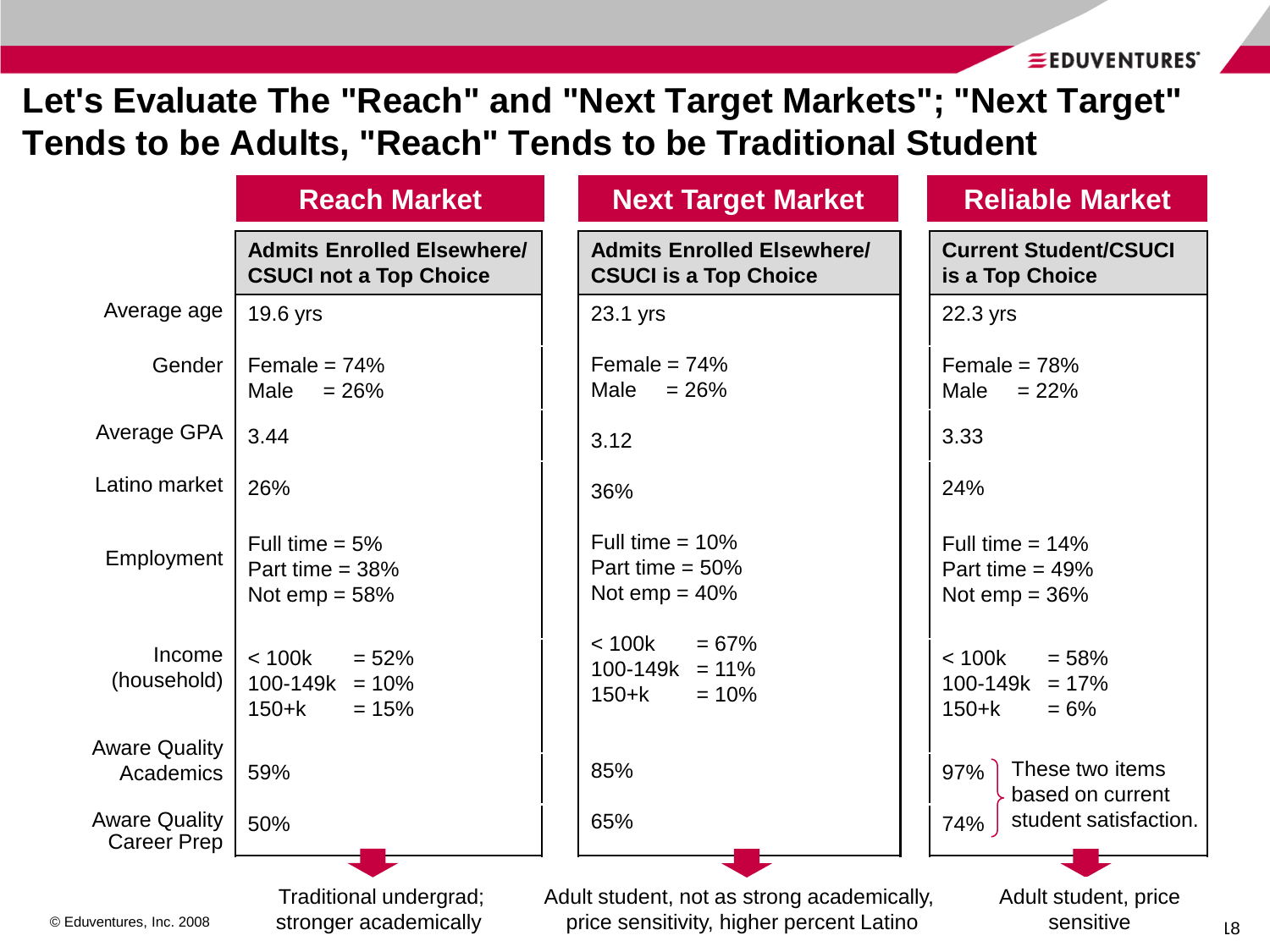# Let's Evaluate The "Reach" and "Next Target Markets"; "Next Target" Tends to be Adults, "Reach" Tends to be Traditional Student

| | Reach Market | Next Target Market | Reliable Market |
|---|---|---|---|
| | **Admits Enrolled Elsewhere/ CSUCI not a Top Choice** | **Admits Enrolled Elsewhere/ CSUCI is a Top Choice** | **Current Student/CSUCI is a Top Choice** |
| Average age | 19.6 yrs | 23.1 yrs | 22.3 yrs |
| Gender | Female = 74%<br>Male = 26% | Female = 74%<br>Male = 26% | Female = 78%<br>Male = 22% |
| Average GPA | 3.44 | 3.12 | 3.33 |
| Latino market | 26% | 36% | 24% |
| Employment | Full time = 5%<br>Part time = 38%<br>Not emp = 58% | Full time = 10%<br>Part time = 50%<br>Not emp = 40% | Full time = 14%<br>Part time = 49%<br>Not emp = 36% |
| Income (household) | < 100k = 52%<br>100-149k = 10%<br>150+k = 15% | < 100k = 67%<br>100-149k = 11%<br>150+k = 10% | < 100k = 58%<br>100-149k = 17%<br>150+k = 6% |
| Aware Quality Academics | 59% | 85% | 97% |
| Aware Quality Career Prep | 50% | 65% | 74% |
| | Traditional undergrad; stronger academically | Adult student, not as strong academically, price sensitivity, higher percent Latino | Adult student, price sensitive |

Reliable Market: These two items (Aware Quality Academics, Aware Quality Career Prep) based on current student satisfaction.

© Eduventures, Inc. 2008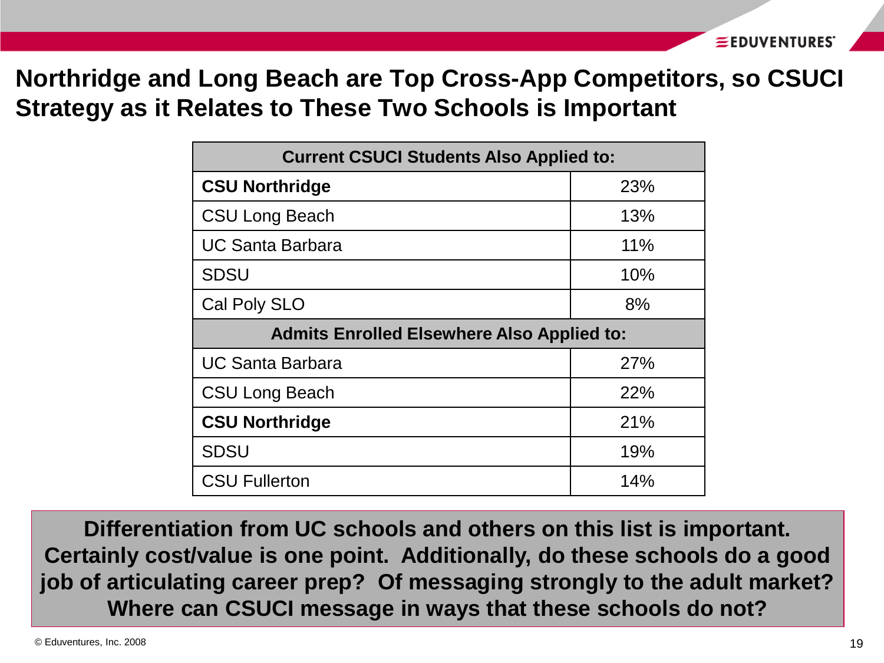# Northridge and Long Beach are Top Cross-App Competitors, so CSUCI Strategy as it Relates to These Two Schools is Important

| Current CSUCI Students Also Applied to: | |
|---|---|
| **CSU Northridge** | 23% |
| CSU Long Beach | 13% |
| UC Santa Barbara | 11% |
| SDSU | 10% |
| Cal Poly SLO | 8% |
| **Admits Enrolled Elsewhere Also Applied to:** | |
| UC Santa Barbara | 27% |
| CSU Long Beach | 22% |
| **CSU Northridge** | 21% |
| SDSU | 19% |
| CSU Fullerton | 14% |

**Differentiation from UC schools and others on this list is important. Certainly cost/value is one point. Additionally, do these schools do a good job of articulating career prep? Of messaging strongly to the adult market? Where can CSUCI message in ways that these schools do not?**

© Eduventures, Inc. 2008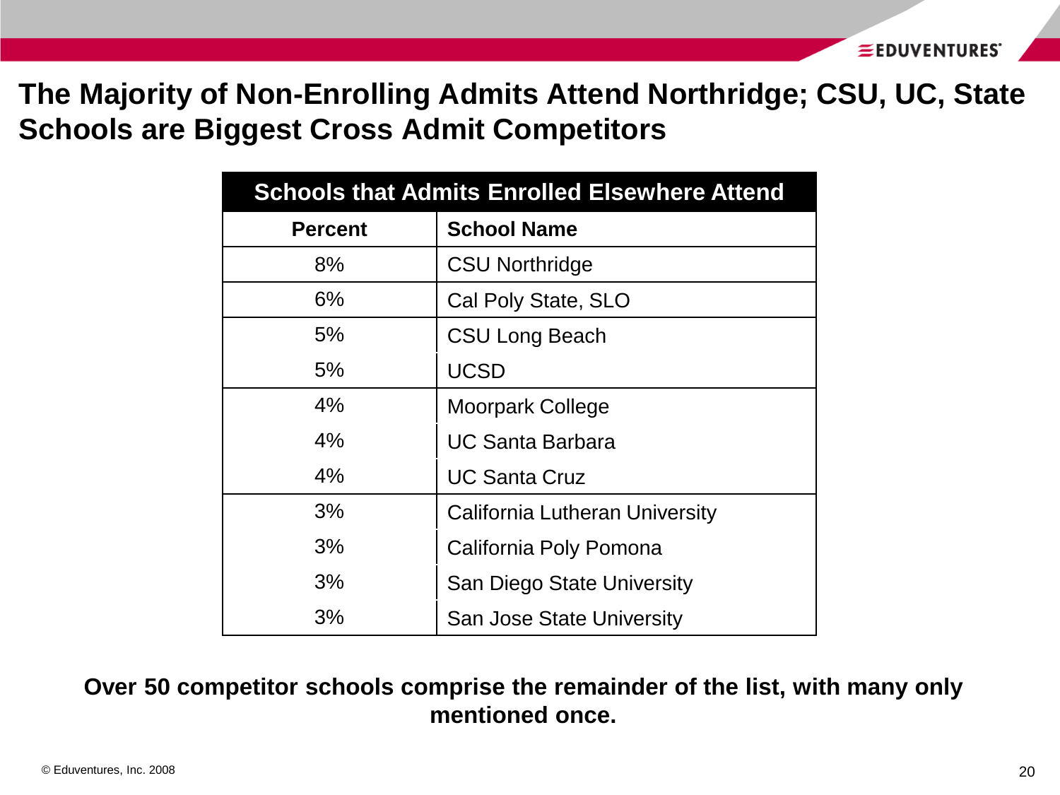# The Majority of Non-Enrolling Admits Attend Northridge; CSU, UC, State Schools are Biggest Cross Admit Competitors

| Schools that Admits Enrolled Elsewhere Attend | |
|---|---|
| **Percent** | **School Name** |
| 8% | CSU Northridge |
| 6% | Cal Poly State, SLO |
| 5% | CSU Long Beach |
| 5% | UCSD |
| 4% | Moorpark College |
| 4% | UC Santa Barbara |
| 4% | UC Santa Cruz |
| 3% | California Lutheran University |
| 3% | California Poly Pomona |
| 3% | San Diego State University |
| 3% | San Jose State University |

**Over 50 competitor schools comprise the remainder of the list, with many only mentioned once.**

© Eduventures, Inc. 2008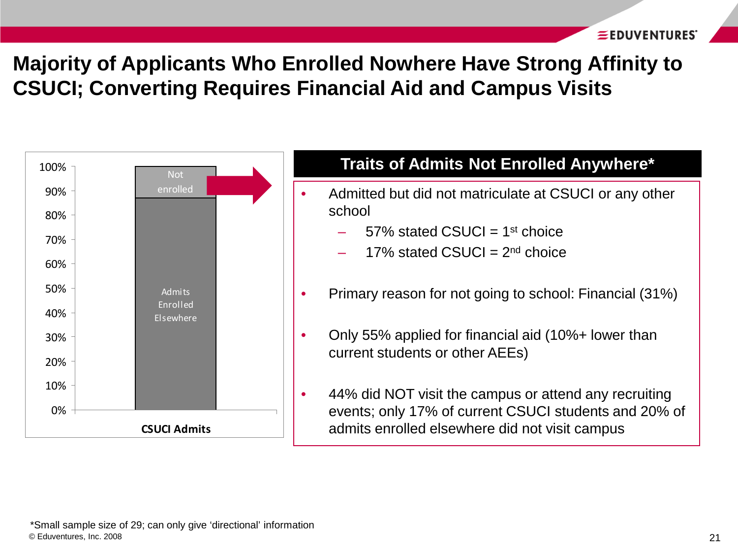# Majority of Applicants Who Enrolled Nowhere Have Strong Affinity to CSUCI; Converting Requires Financial Aid and Campus Visits

100%
90%
80%
70%
60%
50%
40%
30%
20%
10%
0%

Not enrolled

Admits Enrolled Elsewhere

**CSUCI Admits**

## Traits of Admits Not Enrolled Anywhere*

- Admitted but did not matriculate at CSUCI or any other school
  - 57% stated CSUCI = 1st choice
  - 17% stated CSUCI = 2nd choice
- Primary reason for not going to school: Financial (31%)
- Only 55% applied for financial aid (10%+ lower than current students or other AEEs)
- 44% did NOT visit the campus or attend any recruiting events; only 17% of current CSUCI students and 20% of admits enrolled elsewhere did not visit campus

*Small sample size of 29; can only give 'directional' information

© Eduventures, Inc. 2008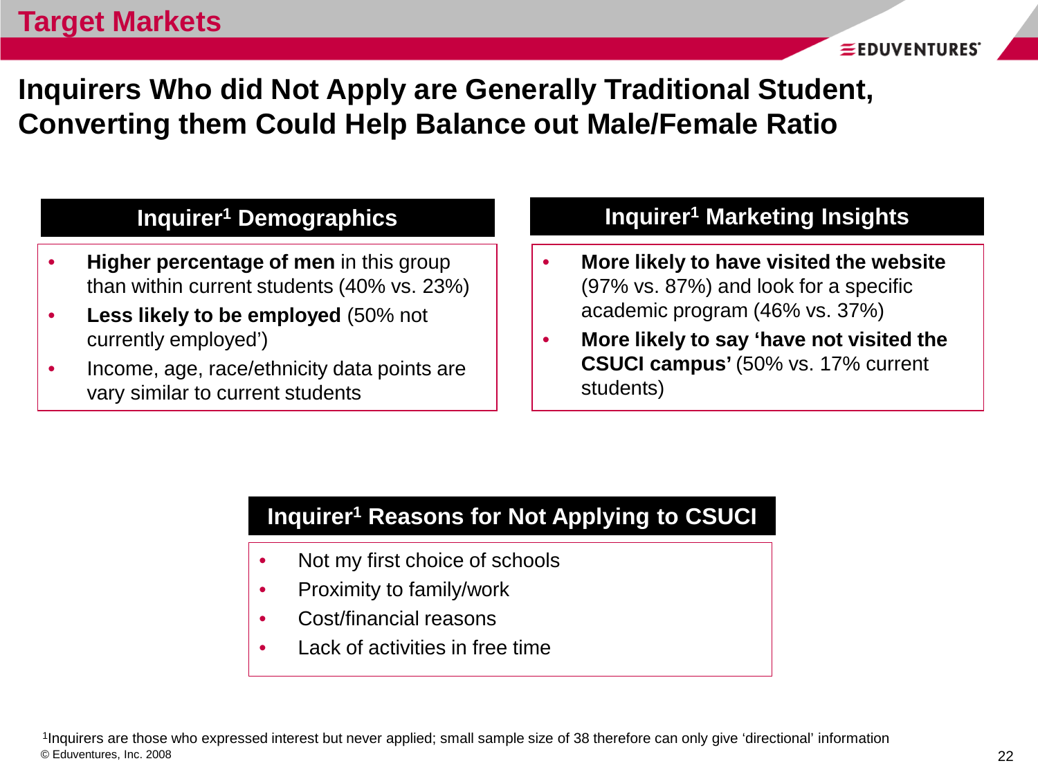# Target Markets

## Inquirers Who did Not Apply are Generally Traditional Student, Converting them Could Help Balance out Male/Female Ratio

### Inquirer[1] Demographics

- **Higher percentage of men** in this group than within current students (40% vs. 23%)
- **Less likely to be employed** (50% not currently employed')
- Income, age, race/ethnicity data points are vary similar to current students

### Inquirer[1] Marketing Insights

- **More likely to have visited the website** (97% vs. 87%) and look for a specific academic program (46% vs. 37%)
- **More likely to say 'have not visited the CSUCI campus'** (50% vs. 17% current students)

### Inquirer[1] Reasons for Not Applying to CSUCI

- Not my first choice of schools
- Proximity to family/work
- Cost/financial reasons
- Lack of activities in free time

[1]Inquirers are those who expressed interest but never applied; small sample size of 38 therefore can only give 'directional' information

© Eduventures, Inc. 2008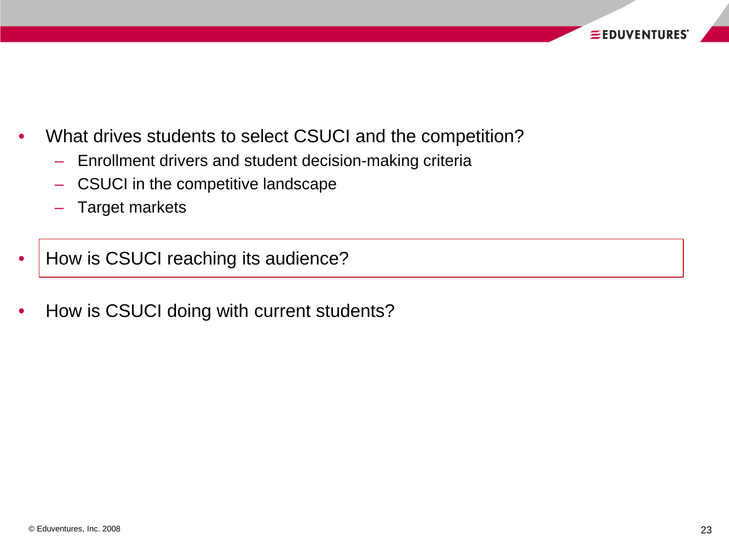- What drives students to select CSUCI and the competition?
  - Enrollment drivers and student decision-making criteria
  - CSUCI in the competitive landscape
  - Target markets
- How is CSUCI reaching its audience?
- How is CSUCI doing with current students?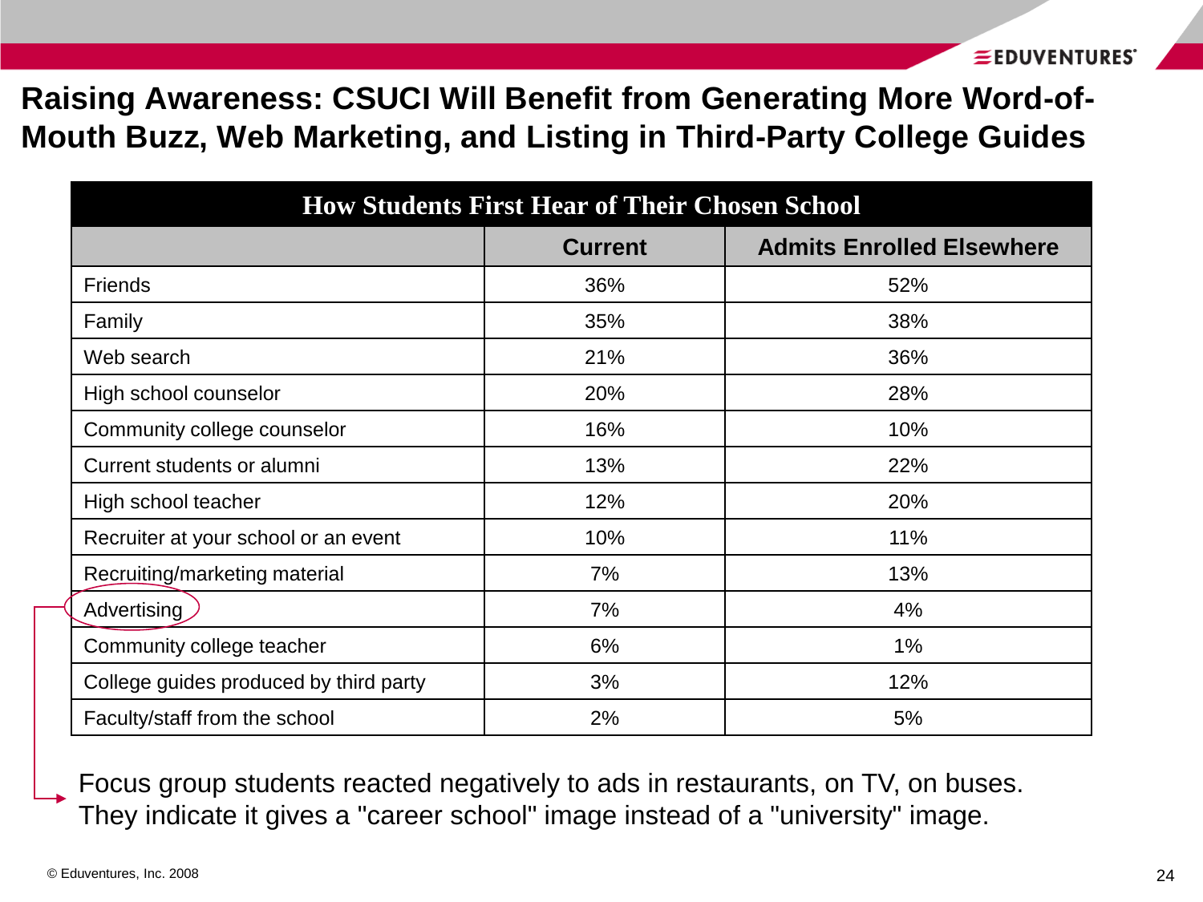# Raising Awareness: CSUCI Will Benefit from Generating More Word-of-Mouth Buzz, Web Marketing, and Listing in Third-Party College Guides

| How Students First Hear of Their Chosen School | | |
|---|---|---|
| | **Current** | **Admits Enrolled Elsewhere** |
| Friends | 36% | 52% |
| Family | 35% | 38% |
| Web search | 21% | 36% |
| High school counselor | 20% | 28% |
| Community college counselor | 16% | 10% |
| Current students or alumni | 13% | 22% |
| High school teacher | 12% | 20% |
| Recruiter at your school or an event | 10% | 11% |
| Recruiting/marketing material | 7% | 13% |
| Advertising | 7% | 4% |
| Community college teacher | 6% | 1% |
| College guides produced by third party | 3% | 12% |
| Faculty/staff from the school | 2% | 5% |

Focus group students reacted negatively to ads in restaurants, on TV, on buses. They indicate it gives a "career school" image instead of a "university" image.

© Eduventures, Inc. 2008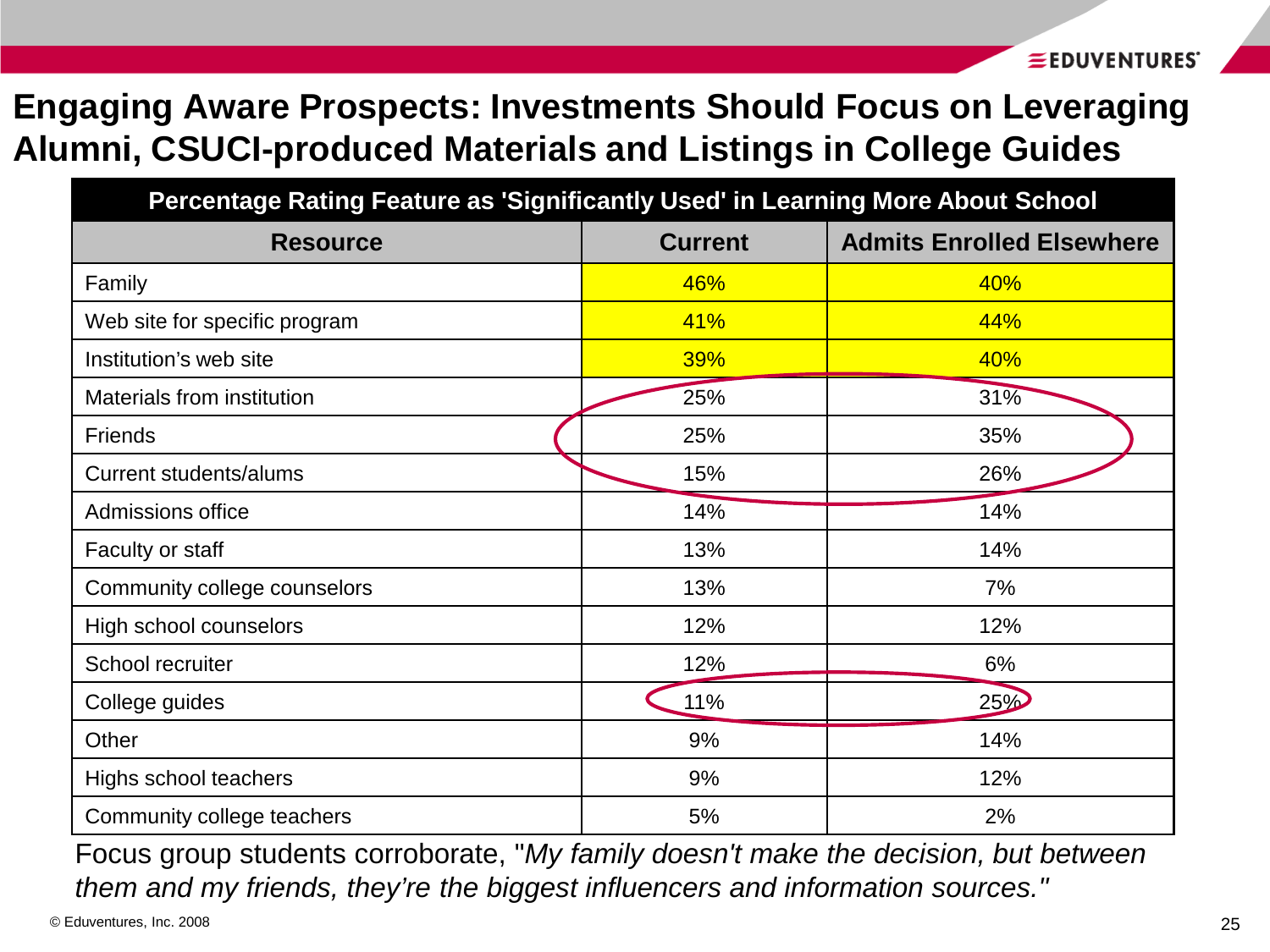# Engaging Aware Prospects: Investments Should Focus on Leveraging Alumni, CSUCI-produced Materials and Listings in College Guides

| Percentage Rating Feature as 'Significantly Used' in Learning More About School | | |
|---|---|---|
| **Resource** | **Current** | **Admits Enrolled Elsewhere** |
| Family | 46% | 40% |
| Web site for specific program | 41% | 44% |
| Institution's web site | 39% | 40% |
| Materials from institution | 25% | 31% |
| Friends | 25% | 35% |
| Current students/alums | 15% | 26% |
| Admissions office | 14% | 14% |
| Faculty or staff | 13% | 14% |
| Community college counselors | 13% | 7% |
| High school counselors | 12% | 12% |
| School recruiter | 12% | 6% |
| College guides | 11% | 25% |
| Other | 9% | 14% |
| Highs school teachers | 9% | 12% |
| Community college teachers | 5% | 2% |

Focus group students corroborate, "*My family doesn't make the decision, but between them and my friends, they're the biggest influencers and information sources.*"

© Eduventures, Inc. 2008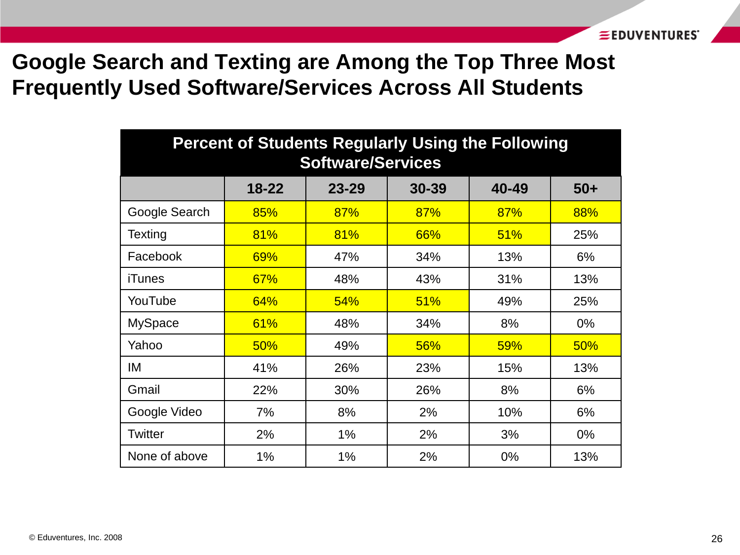# Google Search and Texting are Among the Top Three Most Frequently Used Software/Services Across All Students

**Percent of Students Regularly Using the Following Software/Services**

| | 18-22 | 23-29 | 30-39 | 40-49 | 50+ |
|---|---|---|---|---|---|
| Google Search | 85% | 87% | 87% | 87% | 88% |
| Texting | 81% | 81% | 66% | 51% | 25% |
| Facebook | 69% | 47% | 34% | 13% | 6% |
| iTunes | 67% | 48% | 43% | 31% | 13% |
| YouTube | 64% | 54% | 51% | 49% | 25% |
| MySpace | 61% | 48% | 34% | 8% | 0% |
| Yahoo | 50% | 49% | 56% | 59% | 50% |
| IM | 41% | 26% | 23% | 15% | 13% |
| Gmail | 22% | 30% | 26% | 8% | 6% |
| Google Video | 7% | 8% | 2% | 10% | 6% |
| Twitter | 2% | 1% | 2% | 3% | 0% |
| None of above | 1% | 1% | 2% | 0% | 13% |

© Eduventures, Inc. 2008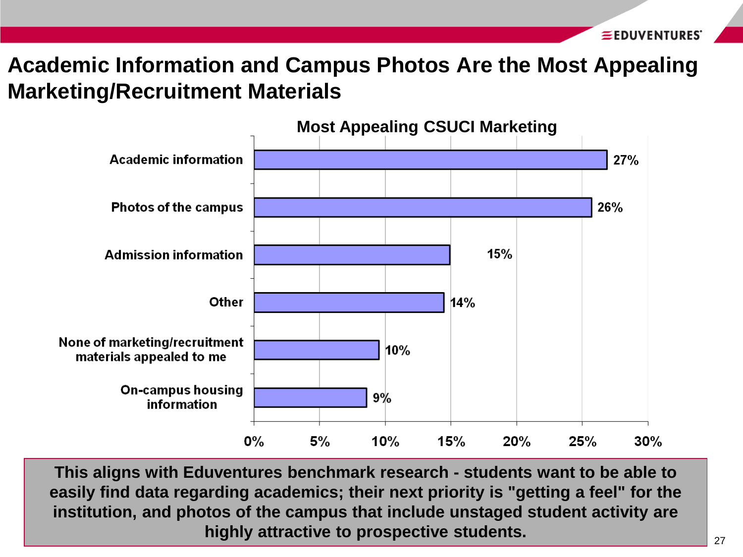# Academic Information and Campus Photos Are the Most Appealing Marketing/Recruitment Materials

**Most Appealing CSUCI Marketing**

| Category | Percentage |
|---|---|
| Academic information | 27% |
| Photos of the campus | 26% |
| Admission information | 15% |
| Other | 14% |
| None of marketing/recruitment materials appealed to me | 10% |
| On-campus housing information | 9% |

**This aligns with Eduventures benchmark research - students want to be able to easily find data regarding academics; their next priority is "getting a feel" for the institution, and photos of the campus that include unstaged student activity are highly attractive to prospective students.**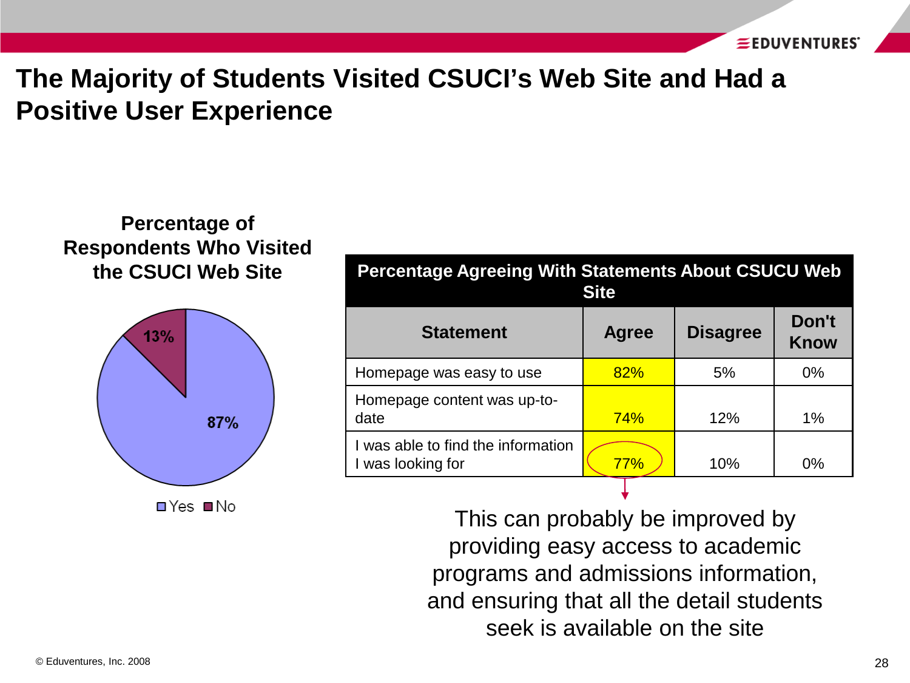# The Majority of Students Visited CSUCI's Web Site and Had a Positive User Experience

**Percentage of Respondents Who Visited the CSUCI Web Site**

- Yes: 87%
- No: 13%

| Percentage Agreeing With Statements About CSUCU Web Site | | | |
|---|---|---|---|
| **Statement** | **Agree** | **Disagree** | **Don't Know** |
| Homepage was easy to use | 82% | 5% | 0% |
| Homepage content was up-to-date | 74% | 12% | 1% |
| I was able to find the information I was looking for | 77% | 10% | 0% |

This can probably be improved by providing easy access to academic programs and admissions information, and ensuring that all the detail students seek is available on the site

© Eduventures, Inc. 2008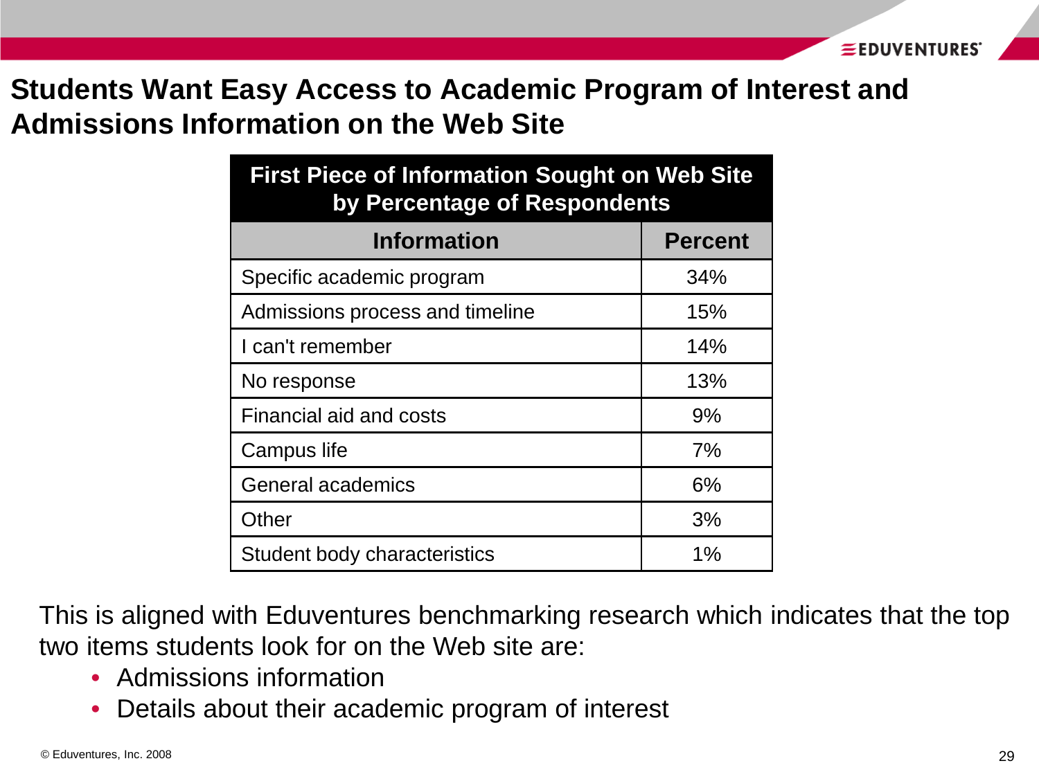# Students Want Easy Access to Academic Program of Interest and Admissions Information on the Web Site

| First Piece of Information Sought on Web Site by Percentage of Respondents | |
|---|---|
| **Information** | **Percent** |
| Specific academic program | 34% |
| Admissions process and timeline | 15% |
| I can't remember | 14% |
| No response | 13% |
| Financial aid and costs | 9% |
| Campus life | 7% |
| General academics | 6% |
| Other | 3% |
| Student body characteristics | 1% |

This is aligned with Eduventures benchmarking research which indicates that the top two items students look for on the Web site are:

- Admissions information
- Details about their academic program of interest

© Eduventures, Inc. 2008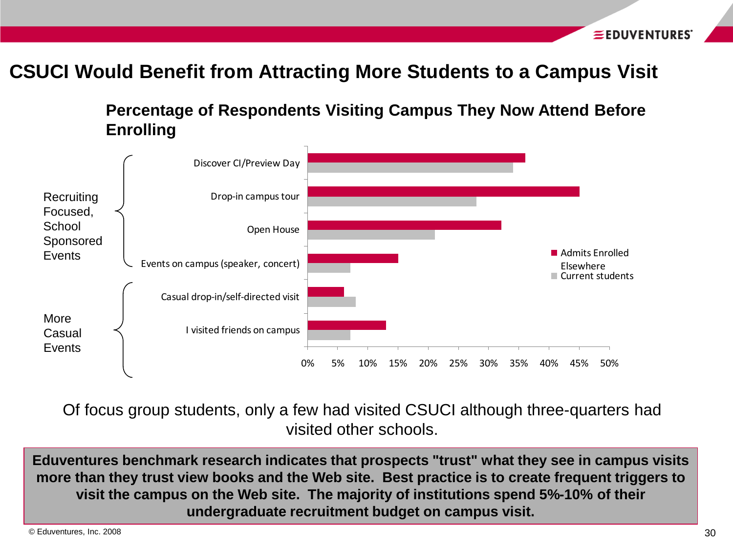# CSUCI Would Benefit from Attracting More Students to a Campus Visit

### Percentage of Respondents Visiting Campus They Now Attend Before Enrolling

| Group | Event | Admits Enrolled Elsewhere | Current students |
|---|---|---|---|
| Recruiting Focused, School Sponsored Events | Discover CI/Preview Day | 36% | 34% |
| | Drop-in campus tour | 45% | 28% |
| | Open House | 32% | 21% |
| | Events on campus (speaker, concert) | 15% | 7% |
| More Casual Events | Casual drop-in/self-directed visit | 6% | 8% |
| | I visited friends on campus | 13% | 7% |

Of focus group students, only a few had visited CSUCI although three-quarters had visited other schools.

**Eduventures benchmark research indicates that prospects "trust" what they see in campus visits more than they trust view books and the Web site. Best practice is to create frequent triggers to visit the campus on the Web site. The majority of institutions spend 5%-10% of their undergraduate recruitment budget on campus visit.**

© Eduventures, Inc. 2008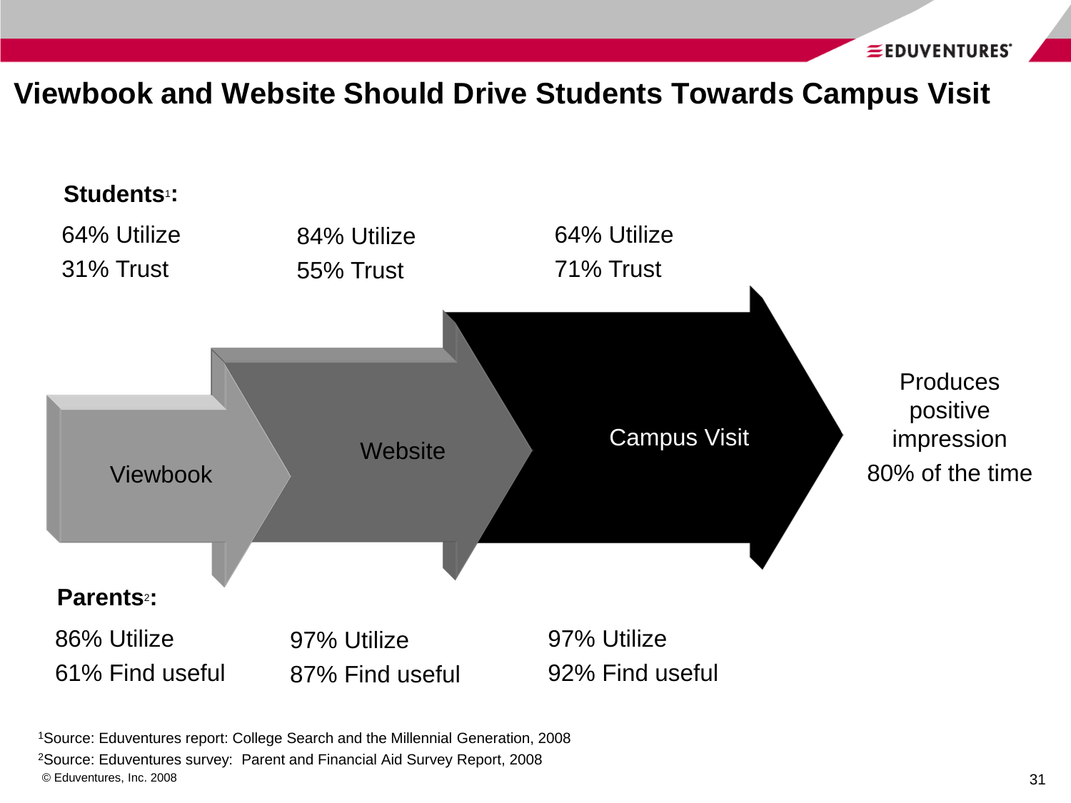# Viewbook and Website Should Drive Students Towards Campus Visit

**Students[1]:**

| | Viewbook | Website | Campus Visit |
|---|---|---|---|
| Students[1] | 64% Utilize<br>31% Trust | 84% Utilize<br>55% Trust | 64% Utilize<br>71% Trust |
| Parents[2] | 86% Utilize<br>61% Find useful | 97% Utilize<br>87% Find useful | 97% Utilize<br>92% Find useful |

Viewbook → Website → Campus Visit

Produces positive impression 80% of the time

**Parents[2]:**

[1]Source: Eduventures report: College Search and the Millennial Generation, 2008

[2]Source: Eduventures survey: Parent and Financial Aid Survey Report, 2008

© Eduventures, Inc. 2008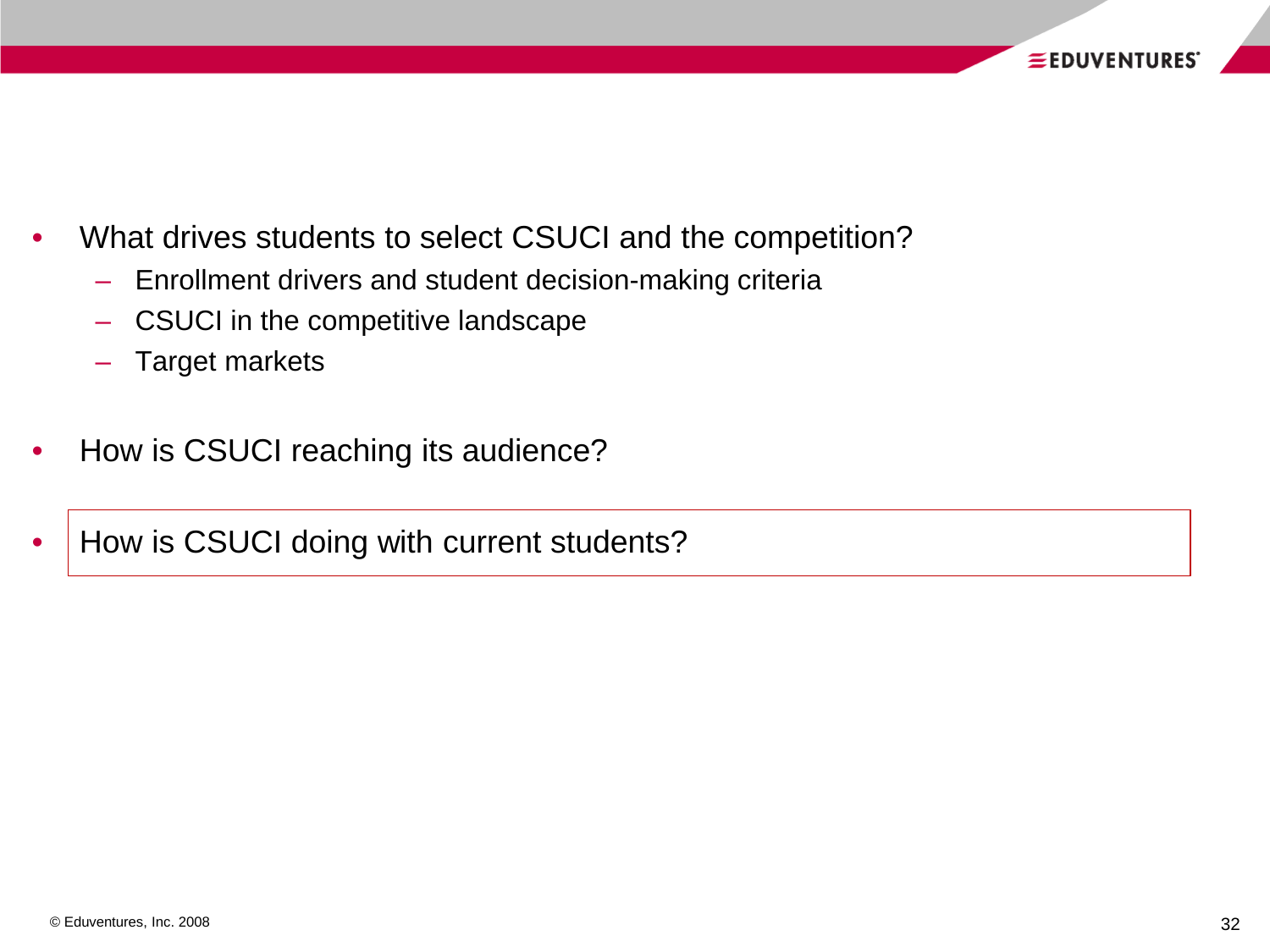- What drives students to select CSUCI and the competition?
  - Enrollment drivers and student decision-making criteria
  - CSUCI in the competitive landscape
  - Target markets
- How is CSUCI reaching its audience?
- How is CSUCI doing with current students?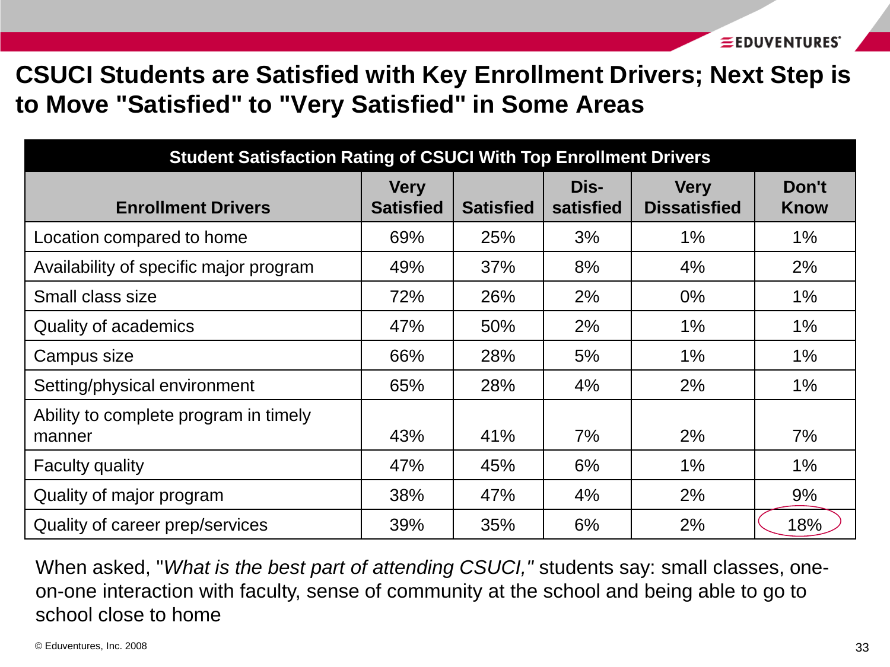# CSUCI Students are Satisfied with Key Enrollment Drivers; Next Step is to Move "Satisfied" to "Very Satisfied" in Some Areas

**Student Satisfaction Rating of CSUCI With Top Enrollment Drivers**

| Enrollment Drivers | Very Satisfied | Satisfied | Dis-satisfied | Very Dissatisfied | Don't Know |
|---|---|---|---|---|---|
| Location compared to home | 69% | 25% | 3% | 1% | 1% |
| Availability of specific major program | 49% | 37% | 8% | 4% | 2% |
| Small class size | 72% | 26% | 2% | 0% | 1% |
| Quality of academics | 47% | 50% | 2% | 1% | 1% |
| Campus size | 66% | 28% | 5% | 1% | 1% |
| Setting/physical environment | 65% | 28% | 4% | 2% | 1% |
| Ability to complete program in timely manner | 43% | 41% | 7% | 2% | 7% |
| Faculty quality | 47% | 45% | 6% | 1% | 1% |
| Quality of major program | 38% | 47% | 4% | 2% | 9% |
| Quality of career prep/services | 39% | 35% | 6% | 2% | 18% |

When asked, "*What is the best part of attending CSUCI,"* students say: small classes, one-on-one interaction with faculty, sense of community at the school and being able to go to school close to home

© Eduventures, Inc. 2008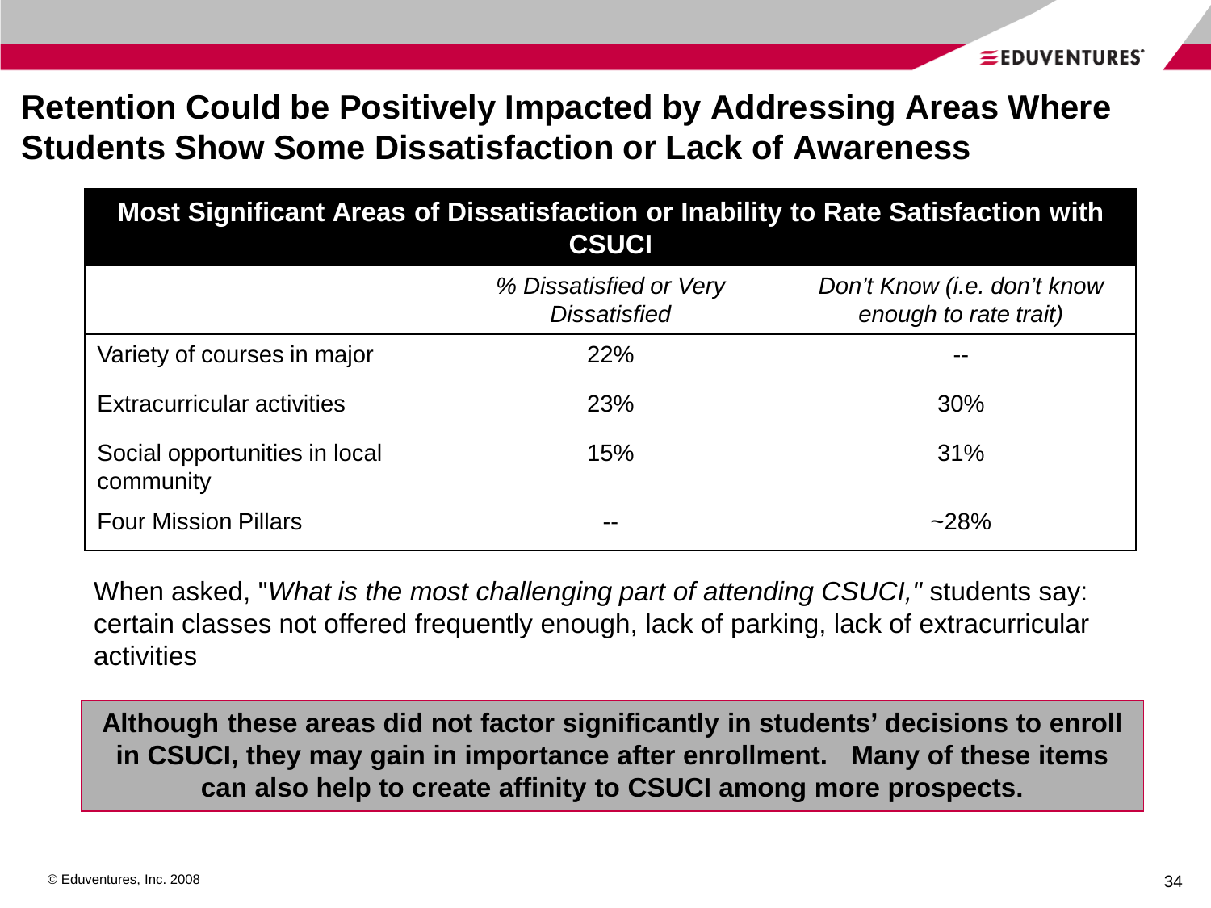# Retention Could be Positively Impacted by Addressing Areas Where Students Show Some Dissatisfaction or Lack of Awareness

| **Most Significant Areas of Dissatisfaction or Inability to Rate Satisfaction with CSUCI** | | |
|---|---|---|
| | *% Dissatisfied or Very Dissatisfied* | *Don't Know (i.e. don't know enough to rate trait)* |
| Variety of courses in major | 22% | -- |
| Extracurricular activities | 23% | 30% |
| Social opportunities in local community | 15% | 31% |
| Four Mission Pillars | -- | ~28% |

When asked, "*What is the most challenging part of attending CSUCI,"* students say: certain classes not offered frequently enough, lack of parking, lack of extracurricular activities

**Although these areas did not factor significantly in students' decisions to enroll in CSUCI, they may gain in importance after enrollment. Many of these items can also help to create affinity to CSUCI among more prospects.**

© Eduventures, Inc. 2008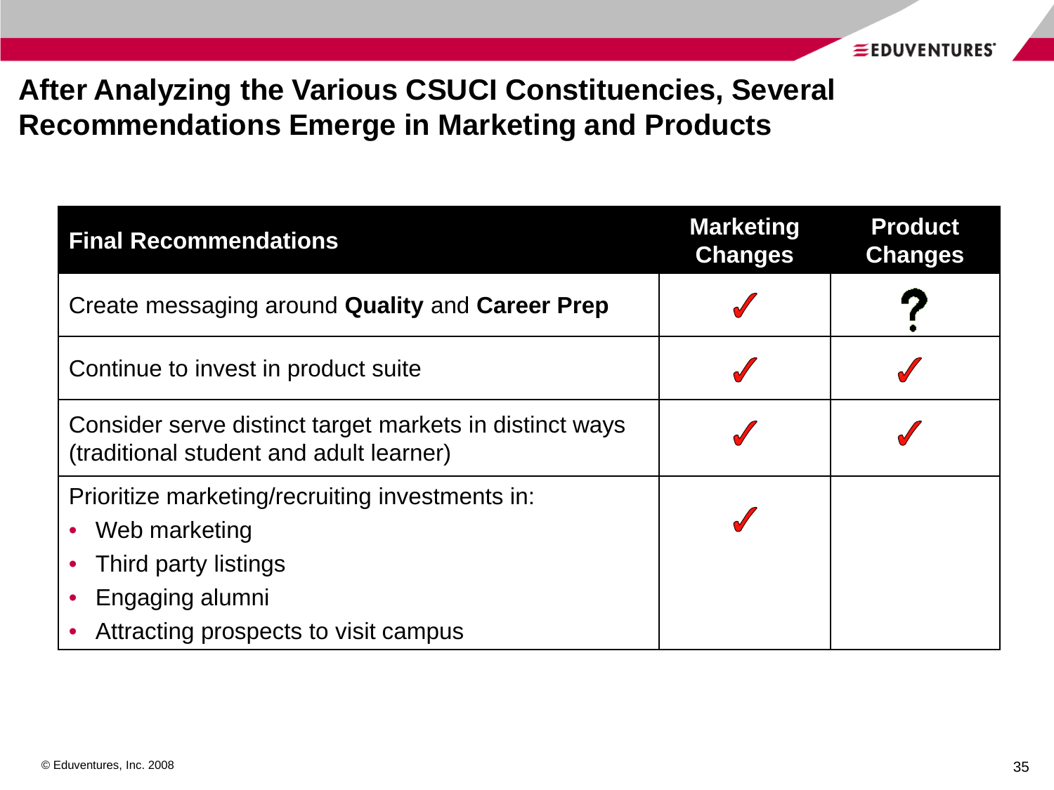# After Analyzing the Various CSUCI Constituencies, Several Recommendations Emerge in Marketing and Products

| Final Recommendations | Marketing Changes | Product Changes |
|---|---|---|
| Create messaging around **Quality** and **Career Prep** | ✓ | ? |
| Continue to invest in product suite | ✓ | ✓ |
| Consider serve distinct target markets in distinct ways (traditional student and adult learner) | ✓ | ✓ |
| Prioritize marketing/recruiting investments in:<br>• Web marketing<br>• Third party listings<br>• Engaging alumni<br>• Attracting prospects to visit campus | ✓ | |

© Eduventures, Inc. 2008